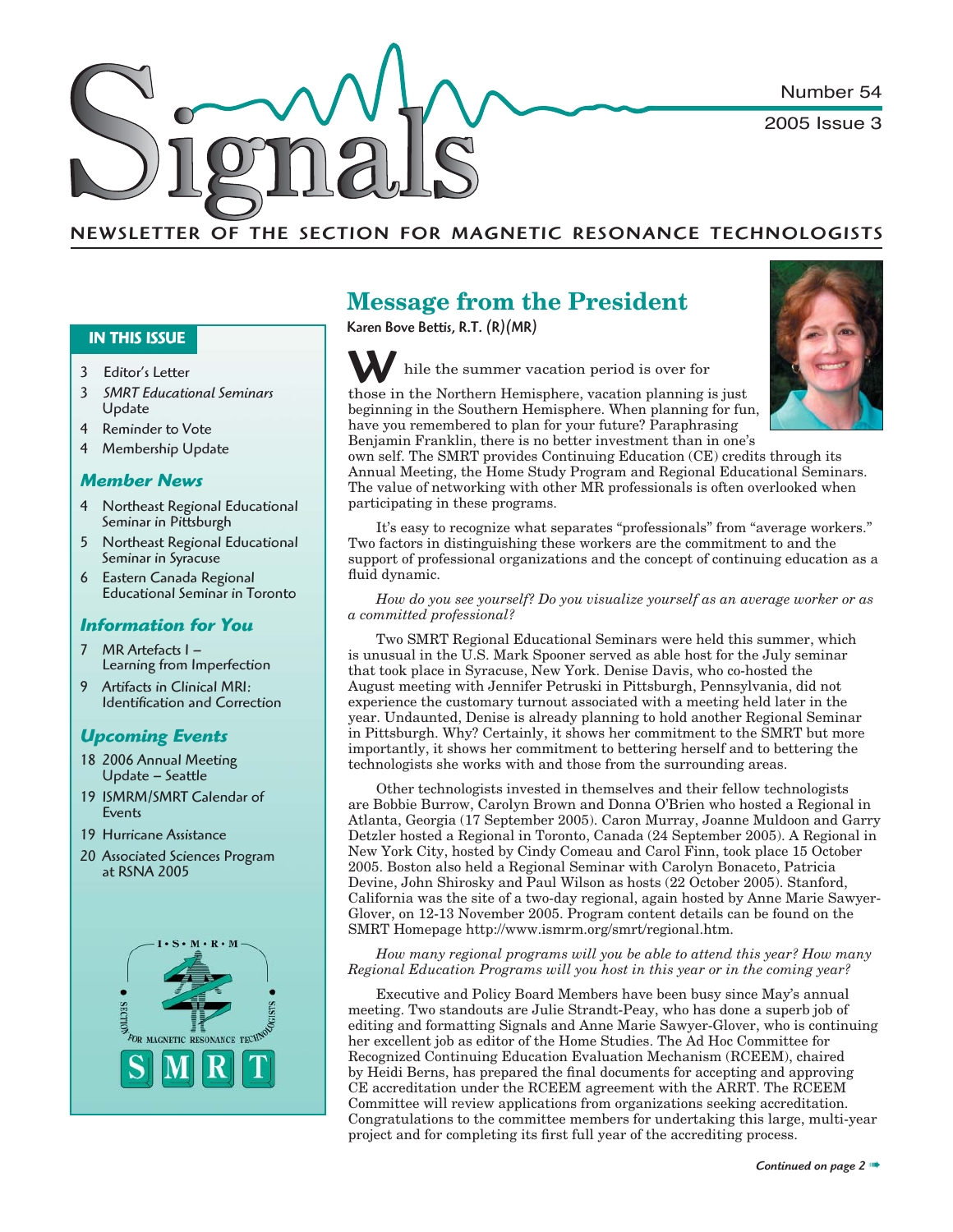# Signals

Number 54

2005 Issue 3

NEWSLETTER OF THE SECTION FOR MAGNETIC RESONANCE TECHNOLOGISTS

## IN THIS ISSUE

- 3 Editor's Letter
- 3 *SMRT Educational Seminars* Update
- 4 Reminder to Vote
- 4 Membership Update

### *Member News*

- 4 Northeast Regional Educational Seminar in Pittsburgh
- 5 Northeast Regional Educational Seminar in Syracuse
- 6 Eastern Canada Regional Educational Seminar in Toronto

### *Information for You*

- 7 MR Artefacts I – Learning from Imperfection
- 9 Artifacts in Clinical MRI: Identification and Correction

### *Upcoming Events*

- 18 2006 Annual Meeting Update – Seattle
- 19 ISMRM/SMRT Calendar of Events
- 19 Hurricane Assistance
- 20 Associated Sciences Program at RSNA 2005

## Message from the President

**Karen Bove Bettis, R.T. (R)(MR)**

While the summer vacation period is over for those in the Northern Hemisphere, vacation planning is just beginning in the Southern Hemisphere. When planning for fun, have you remembered to plan for your future? Paraphrasing Benjamin Franklin, there is no better investment than in one's own self. The SMRT provides Continuing Education (CE) credits through its Annual Meeting, the Home Study Program and Regional Educational Seminars. The value of networking with other MR professionals is often overlooked when participating in these programs.

It's easy to recognize what separates "professionals" from "average workers." Two factors in distinguishing these workers are the commitment to and the support of professional organizations and the concept of continuing education as a fluid dynamic.

*How do you see yourself? Do you visualize yourself as an average worker or as a committed professional?*

Two SMRT Regional Educational Seminars were held this summer, which is unusual in the U.S. Mark Spooner served as able host for the July seminar that took place in Syracuse, New York. Denise Davis, who co-hosted the August meeting with Jennifer Petruski in Pittsburgh, Pennsylvania, did not experience the customary turnout associated with a meeting held later in the year. Undaunted, Denise is already planning to hold another Regional Seminar in Pittsburgh. Why? Certainly, it shows her commitment to the SMRT but more importantly, it shows her commitment to bettering herself and to bettering the technologists she works with and those from the surrounding areas.

Other technologists invested in themselves and their fellow technologists are Bobbie Burrow, Carolyn Brown and Donna O'Brien who hosted a Regional in Atlanta, Georgia (17 September 2005). Caron Murray, Joanne Muldoon and Garry Detzler hosted a Regional in Toronto, Canada (24 September 2005). A Regional in New York City, hosted by Cindy Comeau and Carol Finn, took place 15 October 2005. Boston also held a Regional Seminar with Carolyn Bonaceto, Patricia Devine, John Shirosky and Paul Wilson as hosts (22 October 2005). Stanford, California was the site of a two-day regional, again hosted by Anne Marie Sawyer-Glover, on 12-13 November 2005. Program content details can be found on the SMRT Homepage http://www.ismrm.org/smrt/regional.htm.

*How many regional programs will you be able to attend this year? How many Regional Education Programs will you host in this year or in the coming year?*

Executive and Policy Board Members have been busy since May's annual meeting. Two standouts are Julie Strandt-Peay, who has done a superb job of editing and formatting Signals and Anne Marie Sawyer-Glover, who is continuing her excellent job as editor of the Home Studies. The Ad Hoc Committee for Recognized Continuing Education Evaluation Mechanism (RCEEM), chaired by Heidi Berns, has prepared the final documents for accepting and approving CE accreditation under the RCEEM agreement with the ARRT. The RCEEM Committee will review applications from organizations seeking accreditation. Congratulations to the committee members for undertaking this large, multi-year project and for completing its first full year of the accrediting process.

*Continued on page 2*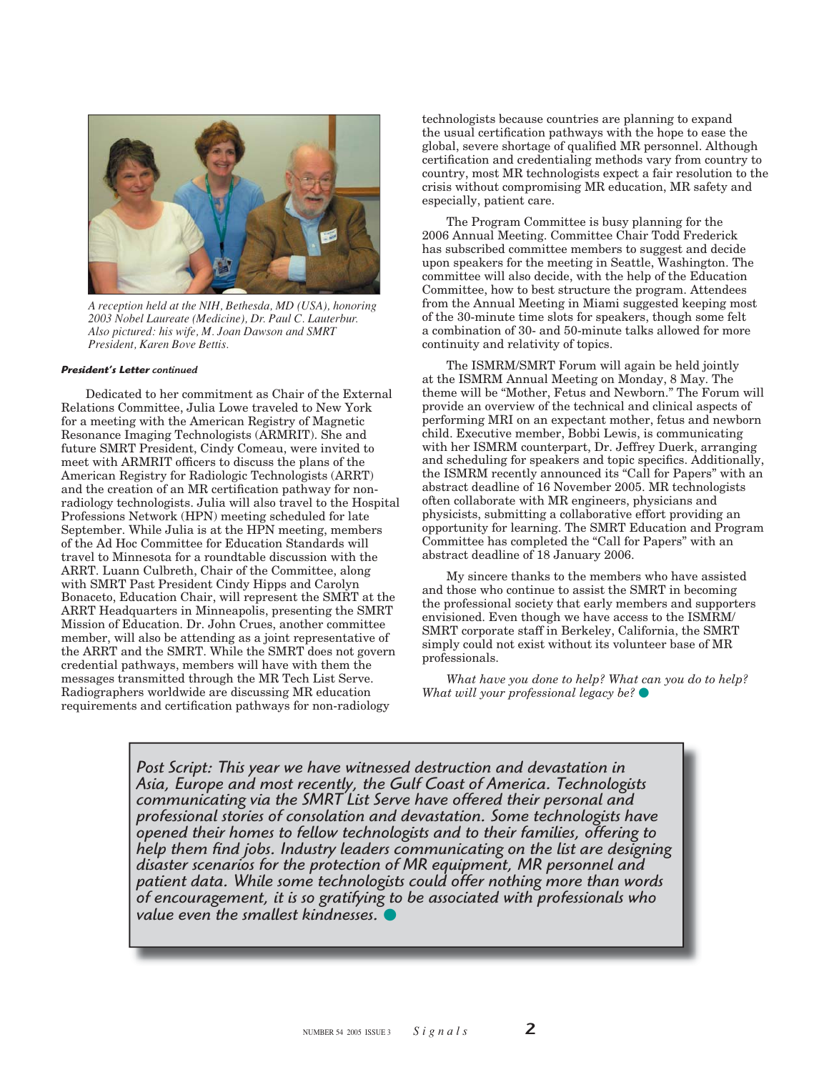*A reception held at the NIH, Bethesda, MD (USA), honoring 2003 Nobel Laureate (Medicine), Dr. Paul C. Lauterbur. Also pictured: his wife, M. Joan Dawson and SMRT President, Karen Bove Bettis.*

***President's Letter** continued*

Dedicated to her commitment as Chair of the External Relations Committee, Julia Lowe traveled to New York for a meeting with the American Registry of Magnetic Resonance Imaging Technologists (ARMRIT). She and future SMRT President, Cindy Comeau, were invited to meet with ARMRIT officers to discuss the plans of the American Registry for Radiologic Technologists (ARRT) and the creation of an MR certification pathway for non-radiology technologists. Julia will also travel to the Hospital Professions Network (HPN) meeting scheduled for late September. While Julia is at the HPN meeting, members of the Ad Hoc Committee for Education Standards will travel to Minnesota for a roundtable discussion with the ARRT. Luann Culbreth, Chair of the Committee, along with SMRT Past President Cindy Hipps and Carolyn Bonaceto, Education Chair, will represent the SMRT at the ARRT Headquarters in Minneapolis, presenting the SMRT Mission of Education. Dr. John Crues, another committee member, will also be attending as a joint representative of the ARRT and the SMRT. While the SMRT does not govern credential pathways, members will have with them the messages transmitted through the MR Tech List Serve. Radiographers worldwide are discussing MR education requirements and certification pathways for non-radiology technologists because countries are planning to expand the usual certification pathways with the hope to ease the global, severe shortage of qualified MR personnel. Although certification and credentialing methods vary from country to country, most MR technologists expect a fair resolution to the crisis without compromising MR education, MR safety and especially, patient care.

The Program Committee is busy planning for the 2006 Annual Meeting. Committee Chair Todd Frederick has subscribed committee members to suggest and decide upon speakers for the meeting in Seattle, Washington. The committee will also decide, with the help of the Education Committee, how to best structure the program. Attendees from the Annual Meeting in Miami suggested keeping most of the 30-minute time slots for speakers, though some felt a combination of 30- and 50-minute talks allowed for more continuity and relativity of topics.

The ISMRM/SMRT Forum will again be held jointly at the ISMRM Annual Meeting on Monday, 8 May. The theme will be "Mother, Fetus and Newborn." The Forum will provide an overview of the technical and clinical aspects of performing MRI on an expectant mother, fetus and newborn child. Executive member, Bobbi Lewis, is communicating with her ISMRM counterpart, Dr. Jeffrey Duerk, arranging and scheduling for speakers and topic specifics. Additionally, the ISMRM recently announced its "Call for Papers" with an abstract deadline of 16 November 2005. MR technologists often collaborate with MR engineers, physicians and physicists, submitting a collaborative effort providing an opportunity for learning. The SMRT Education and Program Committee has completed the "Call for Papers" with an abstract deadline of 18 January 2006.

My sincere thanks to the members who have assisted and those who continue to assist the SMRT in becoming the professional society that early members and supporters envisioned. Even though we have access to the ISMRM/SMRT corporate staff in Berkeley, California, the SMRT simply could not exist without its volunteer base of MR professionals.

*What have you done to help? What can you do to help? What will your professional legacy be?*

*Post Script: This year we have witnessed destruction and devastation in Asia, Europe and most recently, the Gulf Coast of America. Technologists communicating via the SMRT List Serve have offered their personal and professional stories of consolation and devastation. Some technologists have opened their homes to fellow technologists and to their families, offering to help them find jobs. Industry leaders communicating on the list are designing disaster scenarios for the protection of MR equipment, MR personnel and patient data. While some technologists could offer nothing more than words of encouragement, it is so gratifying to be associated with professionals who value even the smallest kindnesses.*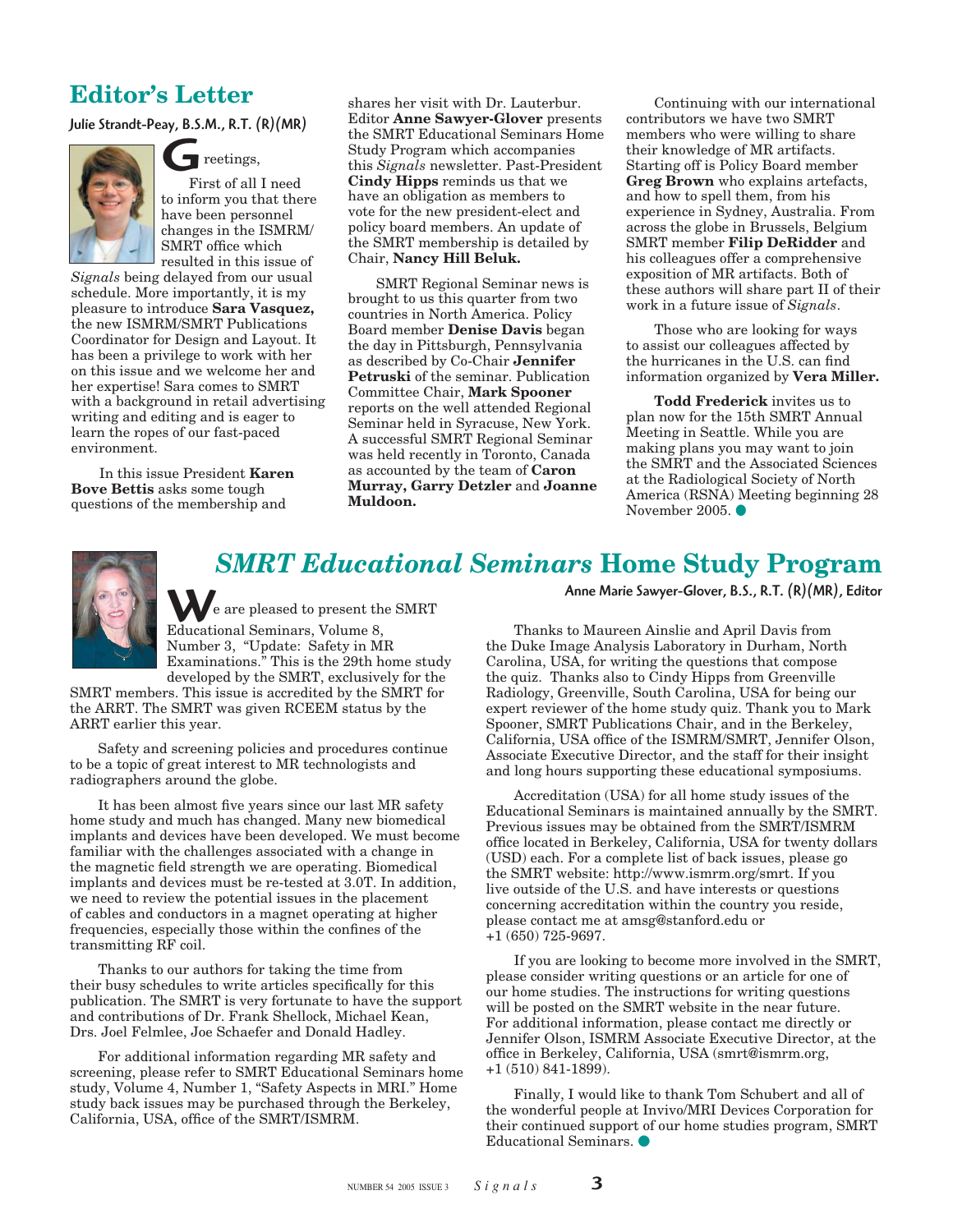## Editor's Letter

Julie Strandt-Peay, B.S.M., R.T. (R)(MR)

Greetings,

First of all I need to inform you that there have been personnel changes in the ISMRM/SMRT office which resulted in this issue of *Signals* being delayed from our usual schedule. More importantly, it is my pleasure to introduce **Sara Vasquez,** the new ISMRM/SMRT Publications Coordinator for Design and Layout. It has been a privilege to work with her on this issue and we welcome her and her expertise! Sara comes to SMRT with a background in retail advertising writing and editing and is eager to learn the ropes of our fast-paced environment.

In this issue President **Karen Bove Bettis** asks some tough questions of the membership and shares her visit with Dr. Lauterbur. Editor **Anne Sawyer-Glover** presents the SMRT Educational Seminars Home Study Program which accompanies this *Signals* newsletter. Past-President **Cindy Hipps** reminds us that we have an obligation as members to vote for the new president-elect and policy board members. An update of the SMRT membership is detailed by Chair, **Nancy Hill Beluk.**

SMRT Regional Seminar news is brought to us this quarter from two countries in North America. Policy Board member **Denise Davis** began the day in Pittsburgh, Pennsylvania as described by Co-Chair **Jennifer Petruski** of the seminar. Publication Committee Chair, **Mark Spooner** reports on the well attended Regional Seminar held in Syracuse, New York. A successful SMRT Regional Seminar was held recently in Toronto, Canada as accounted by the team of **Caron Murray, Garry Detzler** and **Joanne Muldoon.**

Continuing with our international contributors we have two SMRT members who were willing to share their knowledge of MR artifacts. Starting off is Policy Board member **Greg Brown** who explains artefacts, and how to spell them, from his experience in Sydney, Australia. From across the globe in Brussels, Belgium SMRT member **Filip DeRidder** and his colleagues offer a comprehensive exposition of MR artifacts. Both of these authors will share part II of their work in a future issue of *Signals*.

Those who are looking for ways to assist our colleagues affected by the hurricanes in the U.S. can find information organized by **Vera Miller.**

**Todd Frederick** invites us to plan now for the 15th SMRT Annual Meeting in Seattle. While you are making plans you may want to join the SMRT and the Associated Sciences at the Radiological Society of North America (RSNA) Meeting beginning 28 November 2005.

## *SMRT Educational Seminars* Home Study Program

Anne Marie Sawyer-Glover, B.S., R.T. (R)(MR), Editor

We are pleased to present the SMRT Educational Seminars, Volume 8, Number 3, "Update: Safety in MR Examinations." This is the 29th home study developed by the SMRT, exclusively for the SMRT members. This issue is accredited by the SMRT for the ARRT. The SMRT was given RCEEM status by the ARRT earlier this year.

Safety and screening policies and procedures continue to be a topic of great interest to MR technologists and radiographers around the globe.

It has been almost five years since our last MR safety home study and much has changed. Many new biomedical implants and devices have been developed. We must become familiar with the challenges associated with a change in the magnetic field strength we are operating. Biomedical implants and devices must be re-tested at 3.0T. In addition, we need to review the potential issues in the placement of cables and conductors in a magnet operating at higher frequencies, especially those within the confines of the transmitting RF coil.

Thanks to our authors for taking the time from their busy schedules to write articles specifically for this publication. The SMRT is very fortunate to have the support and contributions of Dr. Frank Shellock, Michael Kean, Drs. Joel Felmlee, Joe Schaefer and Donald Hadley.

For additional information regarding MR safety and screening, please refer to SMRT Educational Seminars home study, Volume 4, Number 1, "Safety Aspects in MRI." Home study back issues may be purchased through the Berkeley, California, USA, office of the SMRT/ISMRM.

Thanks to Maureen Ainslie and April Davis from the Duke Image Analysis Laboratory in Durham, North Carolina, USA, for writing the questions that compose the quiz. Thanks also to Cindy Hipps from Greenville Radiology, Greenville, South Carolina, USA for being our expert reviewer of the home study quiz. Thank you to Mark Spooner, SMRT Publications Chair, and in the Berkeley, California, USA office of the ISMRM/SMRT, Jennifer Olson, Associate Executive Director, and the staff for their insight and long hours supporting these educational symposiums.

Accreditation (USA) for all home study issues of the Educational Seminars is maintained annually by the SMRT. Previous issues may be obtained from the SMRT/ISMRM office located in Berkeley, California, USA for twenty dollars (USD) each. For a complete list of back issues, please go the SMRT website: http://www.ismrm.org/smrt. If you live outside of the U.S. and have interests or questions concerning accreditation within the country you reside, please contact me at amsg@stanford.edu or +1 (650) 725-9697.

If you are looking to become more involved in the SMRT, please consider writing questions or an article for one of our home studies. The instructions for writing questions will be posted on the SMRT website in the near future. For additional information, please contact me directly or Jennifer Olson, ISMRM Associate Executive Director, at the office in Berkeley, California, USA (smrt@ismrm.org, +1 (510) 841-1899).

Finally, I would like to thank Tom Schubert and all of the wonderful people at Invivo/MRI Devices Corporation for their continued support of our home studies program, SMRT Educational Seminars.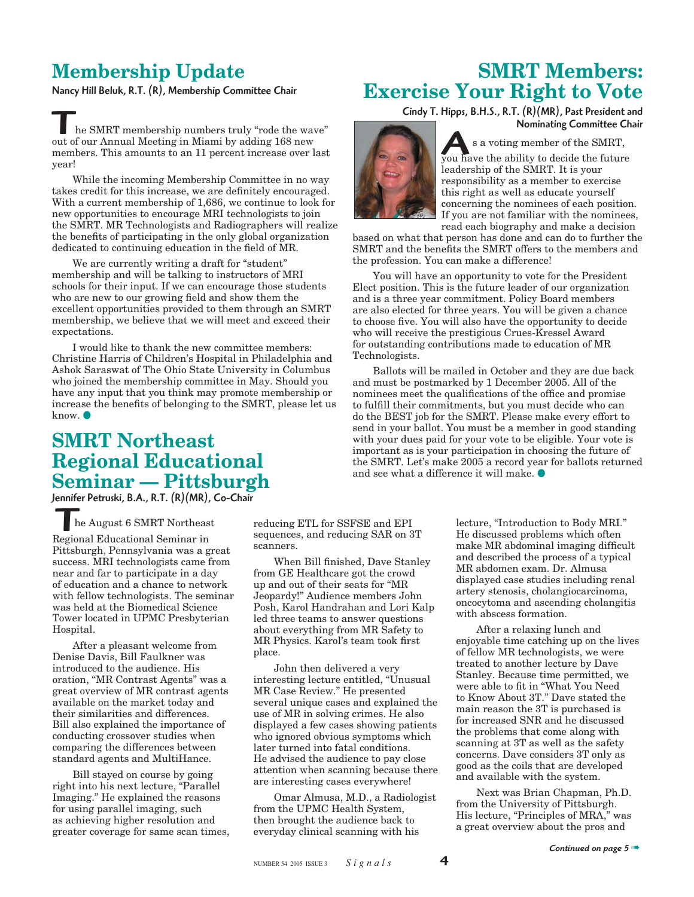# Membership Update

**Nancy Hill Beluk, R.T. (R), Membership Committee Chair**

The SMRT membership numbers truly "rode the wave" out of our Annual Meeting in Miami by adding 168 new members. This amounts to an 11 percent increase over last year!

While the incoming Membership Committee in no way takes credit for this increase, we are definitely encouraged. With a current membership of 1,686, we continue to look for new opportunities to encourage MRI technologists to join the SMRT. MR Technologists and Radiographers will realize the benefits of participating in the only global organization dedicated to continuing education in the field of MR.

We are currently writing a draft for "student" membership and will be talking to instructors of MRI schools for their input. If we can encourage those students who are new to our growing field and show them the excellent opportunities provided to them through an SMRT membership, we believe that we will meet and exceed their expectations.

I would like to thank the new committee members: Christine Harris of Children's Hospital in Philadelphia and Ashok Saraswat of The Ohio State University in Columbus who joined the membership committee in May. Should you have any input that you think may promote membership or increase the benefits of belonging to the SMRT, please let us know.

# SMRT Members: Exercise Your Right to Vote

**Cindy T. Hipps, B.H.S., R.T. (R)(MR), Past President and Nominating Committee Chair**

As a voting member of the SMRT, you have the ability to decide the future leadership of the SMRT. It is your responsibility as a member to exercise this right as well as educate yourself concerning the nominees of each position. If you are not familiar with the nominees, read each biography and make a decision based on what that person has done and can do to further the SMRT and the benefits the SMRT offers to the members and the profession. You can make a difference!

You will have an opportunity to vote for the President Elect position. This is the future leader of our organization and is a three year commitment. Policy Board members are also elected for three years. You will be given a chance to choose five. You will also have the opportunity to decide who will receive the prestigious Crues-Kressel Award for outstanding contributions made to education of MR Technologists.

Ballots will be mailed in October and they are due back and must be postmarked by 1 December 2005. All of the nominees meet the qualifications of the office and promise to fulfill their commitments, but you must decide who can do the BEST job for the SMRT. Please make every effort to send in your ballot. You must be a member in good standing with your dues paid for your vote to be eligible. Your vote is important as is your participation in choosing the future of the SMRT. Let's make 2005 a record year for ballots returned and see what a difference it will make.

# SMRT Northeast Regional Educational Seminar — Pittsburgh

**Jennifer Petruski, B.A., R.T. (R)(MR), Co-Chair**

The August 6 SMRT Northeast Regional Educational Seminar in Pittsburgh, Pennsylvania was a great success. MRI technologists came from near and far to participate in a day of education and a chance to network with fellow technologists. The seminar was held at the Biomedical Science Tower located in UPMC Presbyterian Hospital.

After a pleasant welcome from Denise Davis, Bill Faulkner was introduced to the audience. His oration, "MR Contrast Agents" was a great overview of MR contrast agents available on the market today and their similarities and differences. Bill also explained the importance of conducting crossover studies when comparing the differences between standard agents and MultiHance.

Bill stayed on course by going right into his next lecture, "Parallel Imaging." He explained the reasons for using parallel imaging, such as achieving higher resolution and greater coverage for same scan times, reducing ETL for SSFSE and EPI sequences, and reducing SAR on 3T scanners.

When Bill finished, Dave Stanley from GE Healthcare got the crowd up and out of their seats for "MR Jeopardy!" Audience members John Posh, Karol Handrahan and Lori Kalp led three teams to answer questions about everything from MR Safety to MR Physics. Karol's team took first place.

John then delivered a very interesting lecture entitled, "Unusual MR Case Review." He presented several unique cases and explained the use of MR in solving crimes. He also displayed a few cases showing patients who ignored obvious symptoms which later turned into fatal conditions. He advised the audience to pay close attention when scanning because there are interesting cases everywhere!

Omar Almusa, M.D., a Radiologist from the UPMC Health System, then brought the audience back to everyday clinical scanning with his lecture, "Introduction to Body MRI." He discussed problems which often make MR abdominal imaging difficult and described the process of a typical MR abdomen exam. Dr. Almusa displayed case studies including renal artery stenosis, cholangiocarcinoma, oncocytoma and ascending cholangitis with abscess formation.

After a relaxing lunch and enjoyable time catching up on the lives of fellow MR technologists, we were treated to another lecture by Dave Stanley. Because time permitted, we were able to fit in "What You Need to Know About 3T." Dave stated the main reason the 3T is purchased is for increased SNR and he discussed the problems that come along with scanning at 3T as well as the safety concerns. Dave considers 3T only as good as the coils that are developed and available with the system.

Next was Brian Chapman, Ph.D. from the University of Pittsburgh. His lecture, "Principles of MRA," was a great overview about the pros and

*Continued on page 5*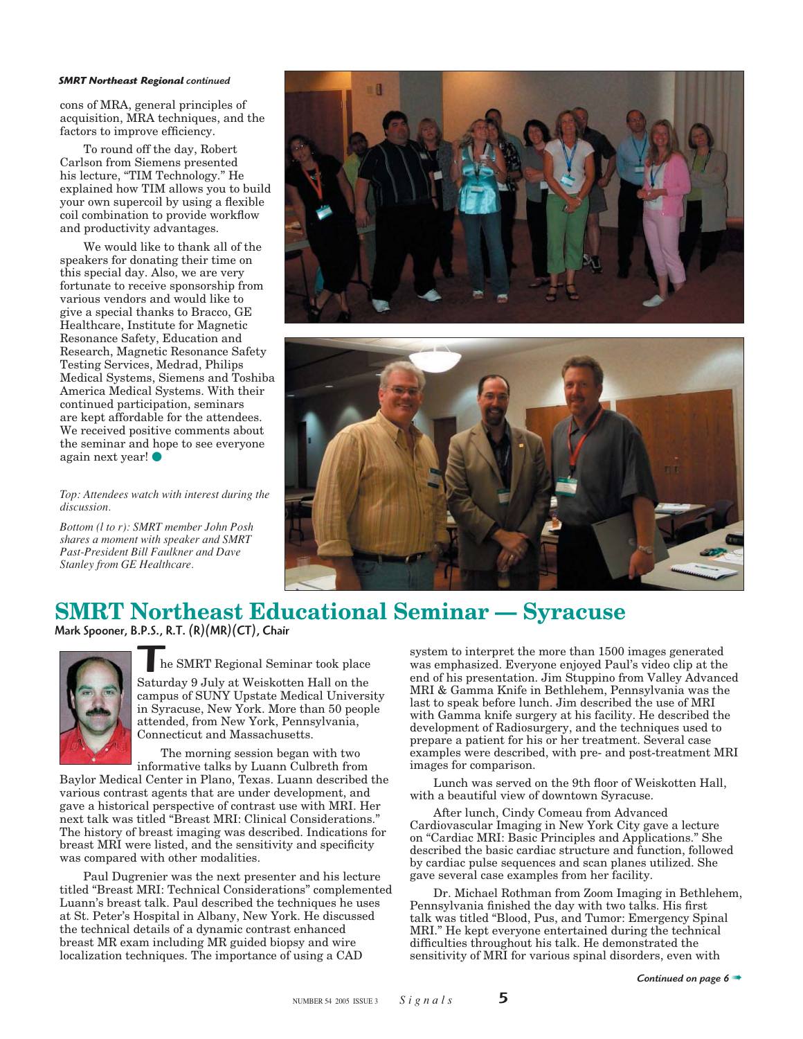*SMRT Northeast Regional continued*

cons of MRA, general principles of acquisition, MRA techniques, and the factors to improve efficiency.

To round off the day, Robert Carlson from Siemens presented his lecture, "TIM Technology." He explained how TIM allows you to build your own supercoil by using a flexible coil combination to provide workflow and productivity advantages.

We would like to thank all of the speakers for donating their time on this special day. Also, we are very fortunate to receive sponsorship from various vendors and would like to give a special thanks to Bracco, GE Healthcare, Institute for Magnetic Resonance Safety, Education and Research, Magnetic Resonance Safety Testing Services, Medrad, Philips Medical Systems, Siemens and Toshiba America Medical Systems. With their continued participation, seminars are kept affordable for the attendees. We received positive comments about the seminar and hope to see everyone again next year!

*Top: Attendees watch with interest during the discussion.*

*Bottom (l to r): SMRT member John Posh shares a moment with speaker and SMRT Past-President Bill Faulkner and Dave Stanley from GE Healthcare.*

# SMRT Northeast Educational Seminar — Syracuse

**Mark Spooner, B.P.S., R.T. (R)(MR)(CT), Chair**

The SMRT Regional Seminar took place Saturday 9 July at Weiskotten Hall on the campus of SUNY Upstate Medical University in Syracuse, New York. More than 50 people attended, from New York, Pennsylvania, Connecticut and Massachusetts.

The morning session began with two informative talks by Luann Culbreth from Baylor Medical Center in Plano, Texas. Luann described the various contrast agents that are under development, and gave a historical perspective of contrast use with MRI. Her next talk was titled "Breast MRI: Clinical Considerations." The history of breast imaging was described. Indications for breast MRI were listed, and the sensitivity and specificity was compared with other modalities.

Paul Dugrenier was the next presenter and his lecture titled "Breast MRI: Technical Considerations" complemented Luann's breast talk. Paul described the techniques he uses at St. Peter's Hospital in Albany, New York. He discussed the technical details of a dynamic contrast enhanced breast MR exam including MR guided biopsy and wire localization techniques. The importance of using a CAD system to interpret the more than 1500 images generated was emphasized. Everyone enjoyed Paul's video clip at the end of his presentation. Jim Stuppino from Valley Advanced MRI & Gamma Knife in Bethlehem, Pennsylvania was the last to speak before lunch. Jim described the use of MRI with Gamma knife surgery at his facility. He described the development of Radiosurgery, and the techniques used to prepare a patient for his or her treatment. Several case examples were described, with pre- and post-treatment MRI images for comparison.

Lunch was served on the 9th floor of Weiskotten Hall, with a beautiful view of downtown Syracuse.

After lunch, Cindy Comeau from Advanced Cardiovascular Imaging in New York City gave a lecture on "Cardiac MRI: Basic Principles and Applications." She described the basic cardiac structure and function, followed by cardiac pulse sequences and scan planes utilized. She gave several case examples from her facility.

Dr. Michael Rothman from Zoom Imaging in Bethlehem, Pennsylvania finished the day with two talks. His first talk was titled "Blood, Pus, and Tumor: Emergency Spinal MRI." He kept everyone entertained during the technical difficulties throughout his talk. He demonstrated the sensitivity of MRI for various spinal disorders, even with

*Continued on page 6*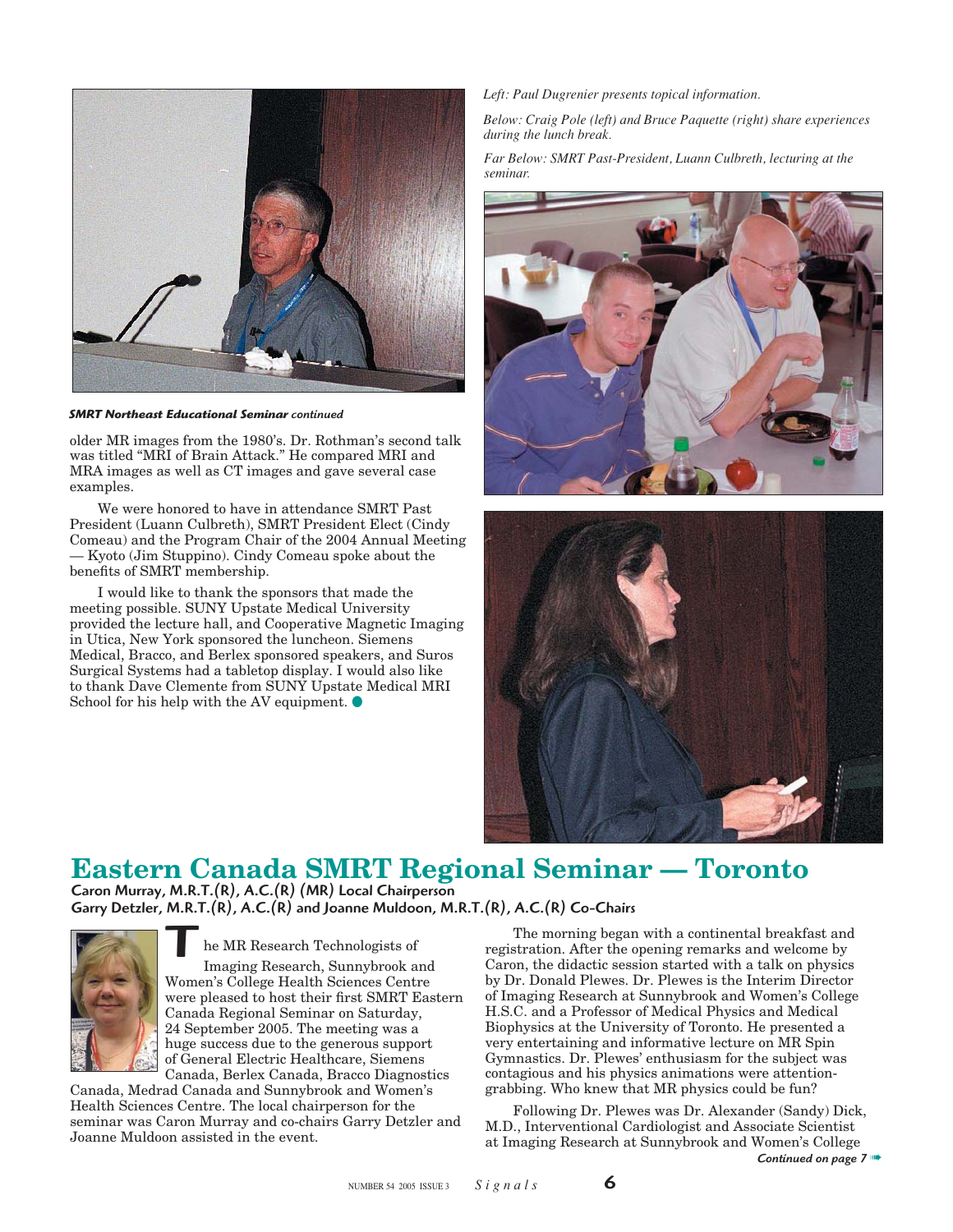Left: *Paul Dugrenier presents topical information.*

*Below: Craig Pole (left) and Bruce Paquette (right) share experiences during the lunch break.*

*Far Below: SMRT Past-President, Luann Culbreth, lecturing at the seminar.*

***SMRT Northeast Educational Seminar** continued*

older MR images from the 1980's. Dr. Rothman's second talk was titled "MRI of Brain Attack." He compared MRI and MRA images as well as CT images and gave several case examples.

We were honored to have in attendance SMRT Past President (Luann Culbreth), SMRT President Elect (Cindy Comeau) and the Program Chair of the 2004 Annual Meeting — Kyoto (Jim Stuppino). Cindy Comeau spoke about the benefits of SMRT membership.

I would like to thank the sponsors that made the meeting possible. SUNY Upstate Medical University provided the lecture hall, and Cooperative Magnetic Imaging in Utica, New York sponsored the luncheon. Siemens Medical, Bracco, and Berlex sponsored speakers, and Suros Surgical Systems had a tabletop display. I would also like to thank Dave Clemente from SUNY Upstate Medical MRI School for his help with the AV equipment.

# Eastern Canada SMRT Regional Seminar — Toronto

**Caron Murray, M.R.T.(R), A.C.(R) (MR) Local Chairperson**
**Garry Detzler, M.R.T.(R), A.C.(R) and Joanne Muldoon, M.R.T.(R), A.C.(R) Co-Chairs**

The MR Research Technologists of Imaging Research, Sunnybrook and Women's College Health Sciences Centre were pleased to host their first SMRT Eastern Canada Regional Seminar on Saturday, 24 September 2005. The meeting was a huge success due to the generous support of General Electric Healthcare, Siemens Canada, Berlex Canada, Bracco Diagnostics Canada, Medrad Canada and Sunnybrook and Women's Health Sciences Centre. The local chairperson for the seminar was Caron Murray and co-chairs Garry Detzler and Joanne Muldoon assisted in the event.

The morning began with a continental breakfast and registration. After the opening remarks and welcome by Caron, the didactic session started with a talk on physics by Dr. Donald Plewes. Dr. Plewes is the Interim Director of Imaging Research at Sunnybrook and Women's College H.S.C. and a Professor of Medical Physics and Medical Biophysics at the University of Toronto. He presented a very entertaining and informative lecture on MR Spin Gymnastics. Dr. Plewes' enthusiasm for the subject was contagious and his physics animations were attention-grabbing. Who knew that MR physics could be fun?

Following Dr. Plewes was Dr. Alexander (Sandy) Dick, M.D., Interventional Cardiologist and Associate Scientist at Imaging Research at Sunnybrook and Women's College

*Continued on page 7*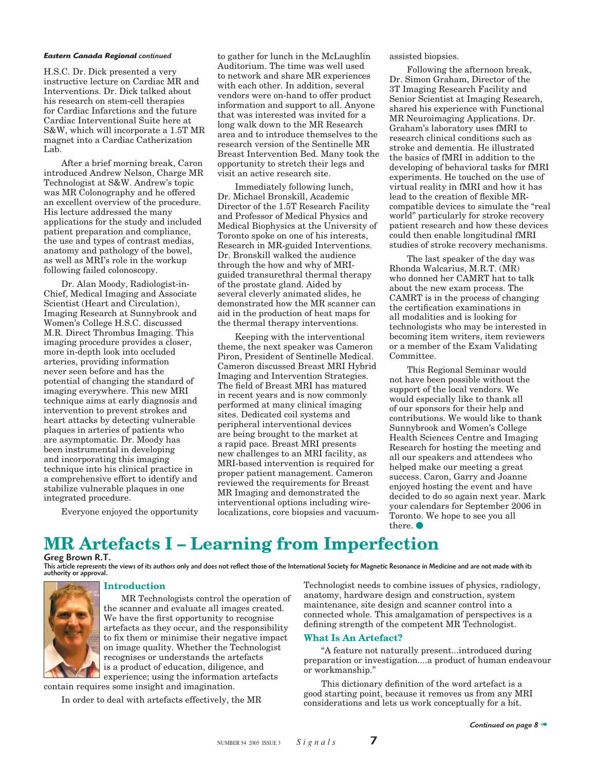*Eastern Canada Regional continued*

H.S.C. Dr. Dick presented a very instructive lecture on Cardiac MR and Interventions. Dr. Dick talked about his research on stem-cell therapies for Cardiac Infarctions and the future Cardiac Interventional Suite here at S&W, which will incorporate a 1.5T MR magnet into a Cardiac Catherization Lab.

After a brief morning break, Caron introduced Andrew Nelson, Charge MR Technologist at S&W. Andrew's topic was MR Colonography and he offered an excellent overview of the procedure. His lecture addressed the many applications for the study and included patient preparation and compliance, the use and types of contrast medias, anatomy and pathology of the bowel, as well as MRI's role in the workup following failed colonoscopy.

Dr. Alan Moody, Radiologist-in-Chief, Medical Imaging and Associate Scientist (Heart and Circulation), Imaging Research at Sunnybrook and Women's College H.S.C. discussed M.R. Direct Thrombus Imaging. This imaging procedure provides a closer, more in-depth look into occluded arteries, providing information never seen before and has the potential of changing the standard of imaging everywhere. This new MRI technique aims at early diagnosis and intervention to prevent strokes and heart attacks by detecting vulnerable plaques in arteries of patients who are asymptomatic. Dr. Moody has been instrumental in developing and incorporating this imaging technique into his clinical practice in a comprehensive effort to identify and stabilize vulnerable plaques in one integrated procedure.

Everyone enjoyed the opportunity to gather for lunch in the McLaughlin Auditorium. The time was well used to network and share MR experiences with each other. In addition, several vendors were on-hand to offer product information and support to all. Anyone that was interested was invited for a long walk down to the MR Research area and to introduce themselves to the research version of the Sentinelle MR Breast Intervention Bed. Many took the opportunity to stretch their legs and visit an active research site.

Immediately following lunch, Dr. Michael Bronskill, Academic Director of the 1.5T Research Facility and Professor of Medical Physics and Medical Biophysics at the University of Toronto spoke on one of his interests, Research in MR-guided Interventions. Dr. Bronskill walked the audience through the how and why of MRI-guided transurethral thermal therapy of the prostate gland. Aided by several cleverly animated slides, he demonstrated how the MR scanner can aid in the production of heat maps for the thermal therapy interventions.

Keeping with the interventional theme, the next speaker was Cameron Piron, President of Sentinelle Medical. Cameron discussed Breast MRI Hybrid Imaging and Intervention Strategies. The field of Breast MRI has matured in recent years and is now commonly performed at many clinical imaging sites. Dedicated coil systems and peripheral interventional devices are being brought to the market at a rapid pace. Breast MRI presents new challenges to an MRI facility, as MRI-based intervention is required for proper patient management. Cameron reviewed the requirements for Breast MR Imaging and demonstrated the interventional options including wire-localizations, core biopsies and vacuum-assisted biopsies.

Following the afternoon break, Dr. Simon Graham, Director of the 3T Imaging Research Facility and Senior Scientist at Imaging Research, shared his experience with Functional MR Neuroimaging Applications. Dr. Graham's laboratory uses fMRI to research clinical conditions such as stroke and dementia. He illustrated the basics of fMRI in addition to the developing of behavioral tasks for fMRI experiments. He touched on the use of virtual reality in fMRI and how it has lead to the creation of flexible MR-compatible devices to simulate the "real world" particularly for stroke recovery patient research and how these devices could then enable longitudinal fMRI studies of stroke recovery mechanisms.

The last speaker of the day was Rhonda Walcarius, M.R.T. (MR) who donned her CAMRT hat to talk about the new exam process. The CAMRT is in the process of changing the certification examinations in all modalities and is looking for technologists who may be interested in becoming item writers, item reviewers or a member of the Exam Validating Committee.

This Regional Seminar would not have been possible without the support of the local vendors. We would especially like to thank all of our sponsors for their help and contributions. We would like to thank Sunnybrook and Women's College Health Sciences Centre and Imaging Research for hosting the meeting and all our speakers and attendees who helped make our meeting a great success. Caron, Garry and Joanne enjoyed hosting the event and have decided to do so again next year. Mark your calendars for September 2006 in Toronto. We hope to see you all there.

# MR Artefacts I – Learning from Imperfection

**Greg Brown R.T.**

*This article represents the views of its authors only and does not reflect those of the International Society for Magnetic Resonance in Medicine and are not made with its authority or approval.*

## Introduction

MR Technologists control the operation of the scanner and evaluate all images created. We have the first opportunity to recognise artefacts as they occur, and the responsibility to fix them or minimise their negative impact on image quality. Whether the Technologist recognises or understands the artefacts is a product of education, diligence, and experience; using the information artefacts contain requires some insight and imagination.

In order to deal with artefacts effectively, the MR Technologist needs to combine issues of physics, radiology, anatomy, hardware design and construction, system maintenance, site design and scanner control into a connected whole. This amalgamation of perspectives is a defining strength of the competent MR Technologist.

## What Is An Artefact?

"A feature not naturally present...introduced during preparation or investigation....a product of human endeavour or workmanship."

This dictionary definition of the word artefact is a good starting point, because it removes us from any MRI considerations and lets us work conceptually for a bit.

*Continued on page 8*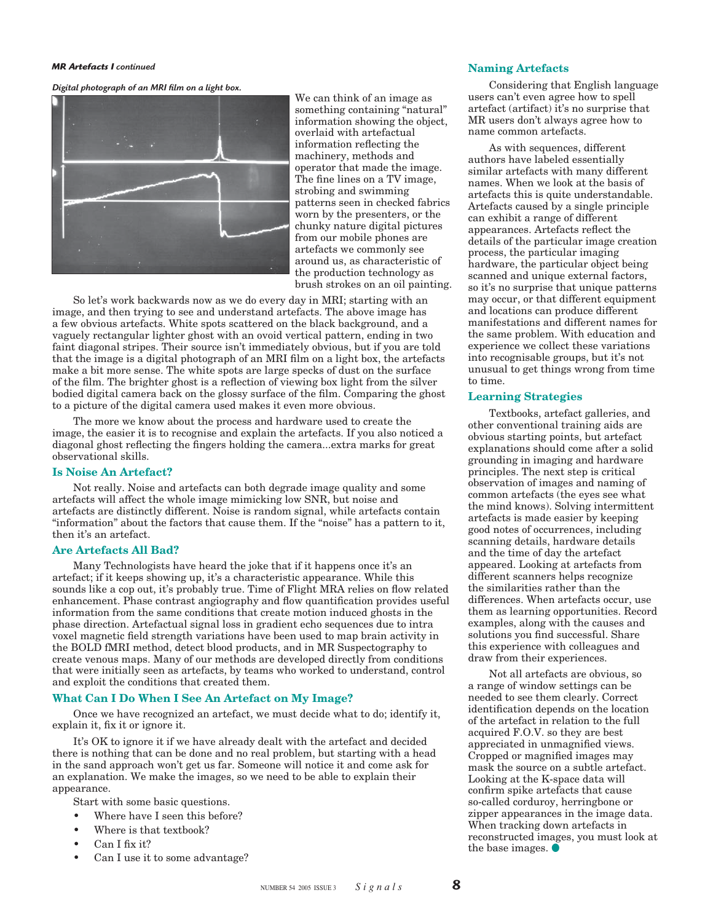*Digital photograph of an MRI film on a light box.*

We can think of an image as something containing "natural" information showing the object, overlaid with artefactual information reflecting the machinery, methods and operator that made the image. The fine lines on a TV image, strobing and swimming patterns seen in checked fabrics worn by the presenters, or the chunky nature digital pictures from our mobile phones are artefacts we commonly see around us, as characteristic of the production technology as brush strokes on an oil painting.

So let's work backwards now as we do every day in MRI; starting with an image, and then trying to see and understand artefacts. The above image has a few obvious artefacts. White spots scattered on the black background, and a vaguely rectangular lighter ghost with an ovoid vertical pattern, ending in two faint diagonal stripes. Their source isn't immediately obvious, but if you are told that the image is a digital photograph of an MRI film on a light box, the artefacts make a bit more sense. The white spots are large specks of dust on the surface of the film. The brighter ghost is a reflection of viewing box light from the silver bodied digital camera back on the glossy surface of the film. Comparing the ghost to a picture of the digital camera used makes it even more obvious.

The more we know about the process and hardware used to create the image, the easier it is to recognise and explain the artefacts. If you also noticed a diagonal ghost reflecting the fingers holding the camera...extra marks for great observational skills.

### Is Noise An Artefact?

Not really. Noise and artefacts can both degrade image quality and some artefacts will affect the whole image mimicking low SNR, but noise and artefacts are distinctly different. Noise is random signal, while artefacts contain "information" about the factors that cause them. If the "noise" has a pattern to it, then it's an artefact.

### Are Artefacts All Bad?

Many Technologists have heard the joke that if it happens once it's an artefact; if it keeps showing up, it's a characteristic appearance. While this sounds like a cop out, it's probably true. Time of Flight MRA relies on flow related enhancement. Phase contrast angiography and flow quantification provides useful information from the same conditions that create motion induced ghosts in the phase direction. Artefactual signal loss in gradient echo sequences due to intra voxel magnetic field strength variations have been used to map brain activity in the BOLD fMRI method, detect blood products, and in MR Suspectography to create venous maps. Many of our methods are developed directly from conditions that were initially seen as artefacts, by teams who worked to understand, control and exploit the conditions that created them.

### What Can I Do When I See An Artefact on My Image?

Once we have recognized an artefact, we must decide what to do; identify it, explain it, fix it or ignore it.

It's OK to ignore it if we have already dealt with the artefact and decided there is nothing that can be done and no real problem, but starting with a head in the sand approach won't get us far. Someone will notice it and come ask for an explanation. We make the images, so we need to be able to explain their appearance.

Start with some basic questions.

- Where have I seen this before?
- Where is that textbook?
- Can I fix it?
- Can I use it to some advantage?

### Naming Artefacts

Considering that English language users can't even agree how to spell artefact (artifact) it's no surprise that MR users don't always agree how to name common artefacts.

As with sequences, different authors have labeled essentially similar artefacts with many different names. When we look at the basis of artefacts this is quite understandable. Artefacts caused by a single principle can exhibit a range of different appearances. Artefacts reflect the details of the particular image creation process, the particular imaging hardware, the particular object being scanned and unique external factors, so it's no surprise that unique patterns may occur, or that different equipment and locations can produce different manifestations and different names for the same problem. With education and experience we collect these variations into recognisable groups, but it's not unusual to get things wrong from time to time.

### Learning Strategies

Textbooks, artefact galleries, and other conventional training aids are obvious starting points, but artefact explanations should come after a solid grounding in imaging and hardware principles. The next step is critical observation of images and naming of common artefacts (the eyes see what the mind knows). Solving intermittent artefacts is made easier by keeping good notes of occurrences, including scanning details, hardware details and the time of day the artefact appeared. Looking at artefacts from different scanners helps recognize the similarities rather than the differences. When artefacts occur, use them as learning opportunities. Record examples, along with the causes and solutions you find successful. Share this experience with colleagues and draw from their experiences.

Not all artefacts are obvious, so a range of window settings can be needed to see them clearly. Correct identification depends on the location of the artefact in relation to the full acquired F.O.V. so they are best appreciated in unmagnified views. Cropped or magnified images may mask the source on a subtle artefact. Looking at the K-space data will confirm spike artefacts that cause so-called corduroy, herringbone or zipper appearances in the image data. When tracking down artefacts in reconstructed images, you must look at the base images. ●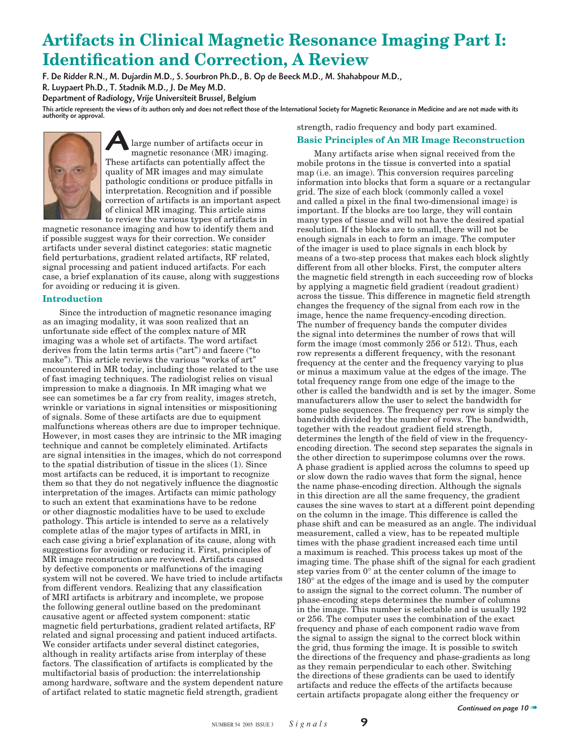# Artifacts in Clinical Magnetic Resonance Imaging Part I: Identification and Correction, A Review

**F. De Ridder R.N., M. Dujardin M.D., S. Sourbron Ph.D., B. Op de Beeck M.D., M. Shahabpour M.D., R. Luypaert Ph.D., T. Stadnik M.D., J. De Mey M.D.**

**Department of Radiology, Vrije Universiteit Brussel, Belgium**

*This article represents the views of its authors only and does not reflect those of the International Society for Magnetic Resonance in Medicine and are not made with its authority or approval.*

A large number of artifacts occur in magnetic resonance (MR) imaging. These artifacts can potentially affect the quality of MR images and may simulate pathologic conditions or produce pitfalls in interpretation. Recognition and if possible correction of artifacts is an important aspect of clinical MR imaging. This article aims to review the various types of artifacts in magnetic resonance imaging and how to identify them and if possible suggest ways for their correction. We consider artifacts under several distinct categories: static magnetic field perturbations, gradient related artifacts, RF related, signal processing and patient induced artifacts. For each case, a brief explanation of its cause, along with suggestions for avoiding or reducing it is given.

## Introduction

Since the introduction of magnetic resonance imaging as an imaging modality, it was soon realized that an unfortunate side effect of the complex nature of MR imaging was a whole set of artifacts. The word artifact derives from the latin terms artis ("art") and facere ("to make"). This article reviews the various "works of art" encountered in MR today, including those related to the use of fast imaging techniques. The radiologist relies on visual impression to make a diagnosis. In MR imaging what we see can sometimes be a far cry from reality, images stretch, wrinkle or variations in signal intensities or mispositioning of signals. Some of these artifacts are due to equipment malfunctions whereas others are due to improper technique. However, in most cases they are intrinsic to the MR imaging technique and cannot be completely eliminated. Artifacts are signal intensities in the images, which do not correspond to the spatial distribution of tissue in the slices (1). Since most artifacts can be reduced, it is important to recognize them so that they do not negatively influence the diagnostic interpretation of the images. Artifacts can mimic pathology to such an extent that examinations have to be redone or other diagnostic modalities have to be used to exclude pathology. This article is intended to serve as a relatively complete atlas of the major types of artifacts in MRI, in each case giving a brief explanation of its cause, along with suggestions for avoiding or reducing it. First, principles of MR image reconstruction are reviewed. Artifacts caused by defective components or malfunctions of the imaging system will not be covered. We have tried to include artifacts from different vendors. Realizing that any classification of MRI artifacts is arbitrary and incomplete, we propose the following general outline based on the predominant causative agent or affected system component: static magnetic field perturbations, gradient related artifacts, RF related and signal processing and patient induced artifacts. We consider artifacts under several distinct categories, although in reality artifacts arise from interplay of these factors. The classification of artifacts is complicated by the multifactorial basis of production: the interrelationship among hardware, software and the system dependent nature of artifact related to static magnetic field strength, gradient strength, radio frequency and body part examined.

## Basic Principles of An MR Image Reconstruction

Many artifacts arise when signal received from the mobile protons in the tissue is converted into a spatial map (i.e. an image). This conversion requires parceling information into blocks that form a square or a rectangular grid. The size of each block (commonly called a voxel and called a pixel in the final two-dimensional image) is important. If the blocks are too large, they will contain many types of tissue and will not have the desired spatial resolution. If the blocks are to small, there will not be enough signals in each to form an image. The computer of the imager is used to place signals in each block by means of a two-step process that makes each block slightly different from all other blocks. First, the computer alters the magnetic field strength in each succeeding row of blocks by applying a magnetic field gradient (readout gradient) across the tissue. This difference in magnetic field strength changes the frequency of the signal from each row in the image, hence the name frequency-encoding direction. The number of frequency bands the computer divides the signal into determines the number of rows that will form the image (most commonly 256 or 512). Thus, each row represents a different frequency, with the resonant frequency at the center and the frequency varying to plus or minus a maximum value at the edges of the image. The total frequency range from one edge of the image to the other is called the bandwidth and is set by the imager. Some manufacturers allow the user to select the bandwidth for some pulse sequences. The frequency per row is simply the bandwidth divided by the number of rows. The bandwidth, together with the readout gradient field strength, determines the length of the field of view in the frequency-encoding direction. The second step separates the signals in the other direction to superimpose columns over the rows. A phase gradient is applied across the columns to speed up or slow down the radio waves that form the signal, hence the name phase-encoding direction. Although the signals in this direction are all the same frequency, the gradient causes the sine waves to start at a different point depending on the column in the image. This difference is called the phase shift and can be measured as an angle. The individual measurement, called a view, has to be repeated multiple times with the phase gradient increased each time until a maximum is reached. This process takes up most of the imaging time. The phase shift of the signal for each gradient step varies from 0° at the center column of the image to 180° at the edges of the image and is used by the computer to assign the signal to the correct column. The number of phase-encoding steps determines the number of columns in the image. This number is selectable and is usually 192 or 256. The computer uses the combination of the exact frequency and phase of each component radio wave from the signal to assign the signal to the correct block within the grid, thus forming the image. It is possible to switch the directions of the frequency and phase-gradients as long as they remain perpendicular to each other. Switching the directions of these gradients can be used to identify artifacts and reduce the effects of the artifacts because certain artifacts propagate along either the frequency or

*Continued on page 10*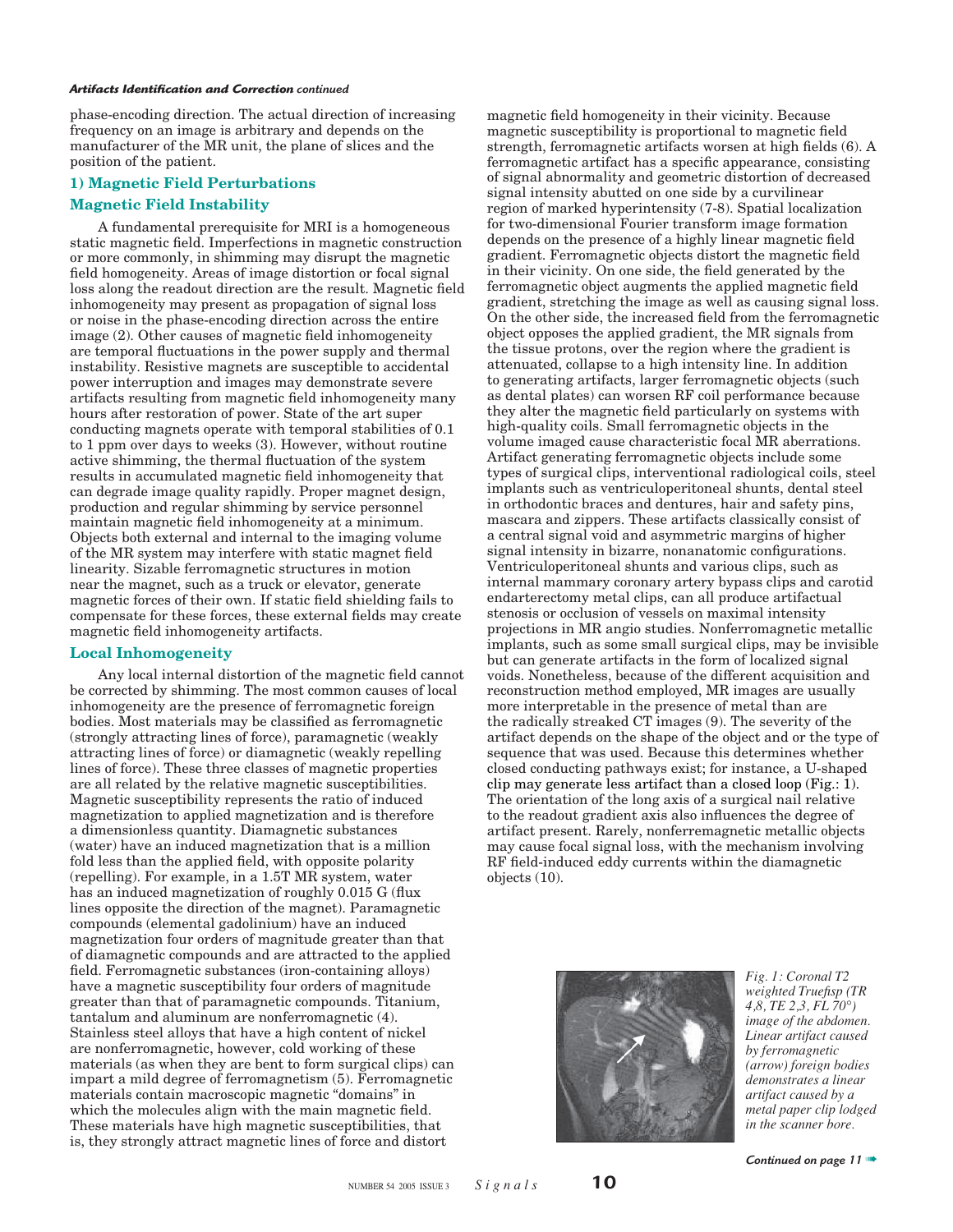phase-encoding direction. The actual direction of increasing frequency on an image is arbitrary and depends on the manufacturer of the MR unit, the plane of slices and the position of the patient.

## 1) Magnetic Field Perturbations

### Magnetic Field Instability

A fundamental prerequisite for MRI is a homogeneous static magnetic field. Imperfections in magnetic construction or more commonly, in shimming may disrupt the magnetic field homogeneity. Areas of image distortion or focal signal loss along the readout direction are the result. Magnetic field inhomogeneity may present as propagation of signal loss or noise in the phase-encoding direction across the entire image (2). Other causes of magnetic field inhomogeneity are temporal fluctuations in the power supply and thermal instability. Resistive magnets are susceptible to accidental power interruption and images may demonstrate severe artifacts resulting from magnetic field inhomogeneity many hours after restoration of power. State of the art super conducting magnets operate with temporal stabilities of 0.1 to 1 ppm over days to weeks (3). However, without routine active shimming, the thermal fluctuation of the system results in accumulated magnetic field inhomogeneity that can degrade image quality rapidly. Proper magnet design, production and regular shimming by service personnel maintain magnetic field inhomogeneity at a minimum. Objects both external and internal to the imaging volume of the MR system may interfere with static magnet field linearity. Sizable ferromagnetic structures in motion near the magnet, such as a truck or elevator, generate magnetic forces of their own. If static field shielding fails to compensate for these forces, these external fields may create magnetic field inhomogeneity artifacts.

### Local Inhomogeneity

Any local internal distortion of the magnetic field cannot be corrected by shimming. The most common causes of local inhomogeneity are the presence of ferromagnetic foreign bodies. Most materials may be classified as ferromagnetic (strongly attracting lines of force), paramagnetic (weakly attracting lines of force) or diamagnetic (weakly repelling lines of force). These three classes of magnetic properties are all related by the relative magnetic susceptibilities. Magnetic susceptibility represents the ratio of induced magnetization to applied magnetization and is therefore a dimensionless quantity. Diamagnetic substances (water) have an induced magnetization that is a million fold less than the applied field, with opposite polarity (repelling). For example, in a 1.5T MR system, water has an induced magnetization of roughly 0.015 G (flux lines opposite the direction of the magnet). Paramagnetic compounds (elemental gadolinium) have an induced magnetization four orders of magnitude greater than that of diamagnetic compounds and are attracted to the applied field. Ferromagnetic substances (iron-containing alloys) have a magnetic susceptibility four orders of magnitude greater than that of paramagnetic compounds. Titanium, tantalum and aluminum are nonferromagnetic (4). Stainless steel alloys that have a high content of nickel are nonferromagnetic, however, cold working of these materials (as when they are bent to form surgical clips) can impart a mild degree of ferromagnetism (5). Ferromagnetic materials contain macroscopic magnetic "domains" in which the molecules align with the main magnetic field. These materials have high magnetic susceptibilities, that is, they strongly attract magnetic lines of force and distort magnetic field homogeneity in their vicinity. Because magnetic susceptibility is proportional to magnetic field strength, ferromagnetic artifacts worsen at high fields (6). A ferromagnetic artifact has a specific appearance, consisting of signal abnormality and geometric distortion of decreased signal intensity abutted on one side by a curvilinear region of marked hyperintensity (7-8). Spatial localization for two-dimensional Fourier transform image formation depends on the presence of a highly linear magnetic field gradient. Ferromagnetic objects distort the magnetic field in their vicinity. On one side, the field generated by the ferromagnetic object augments the applied magnetic field gradient, stretching the image as well as causing signal loss. On the other side, the increased field from the ferromagnetic object opposes the applied gradient, the MR signals from the tissue protons, over the region where the gradient is attenuated, collapse to a high intensity line. In addition to generating artifacts, larger ferromagnetic objects (such as dental plates) can worsen RF coil performance because they alter the magnetic field particularly on systems with high-quality coils. Small ferromagnetic objects in the volume imaged cause characteristic focal MR aberrations. Artifact generating ferromagnetic objects include some types of surgical clips, interventional radiological coils, steel implants such as ventriculoperitoneal shunts, dental steel in orthodontic braces and dentures, hair and safety pins, mascara and zippers. These artifacts classically consist of a central signal void and asymmetric margins of higher signal intensity in bizarre, nonanatomic configurations. Ventriculoperitoneal shunts and various clips, such as internal mammary coronary artery bypass clips and carotid endarterectomy metal clips, can all produce artifactual stenosis or occlusion of vessels on maximal intensity projections in MR angio studies. Nonferromagnetic metallic implants, such as some small surgical clips, may be invisible but can generate artifacts in the form of localized signal voids. Nonetheless, because of the different acquisition and reconstruction method employed, MR images are usually more interpretable in the presence of metal than are the radically streaked CT images (9). The severity of the artifact depends on the shape of the object and or the type of sequence that was used. Because this determines whether closed conducting pathways exist; for instance, a U-shaped clip may generate less artifact than a closed loop (Fig.: 1). The orientation of the long axis of a surgical nail relative to the readout gradient axis also influences the degree of artifact present. Rarely, nonferremagnetic metallic objects may cause focal signal loss, with the mechanism involving RF field-induced eddy currents within the diamagnetic objects (10).

*Fig. 1: Coronal T2 weighted Truefisp (TR 4,8, TE 2,3, FL 70°) image of the abdomen. Linear artifact caused by ferromagnetic (arrow) foreign bodies demonstrates a linear artifact caused by a metal paper clip lodged in the scanner bore.*

*Continued on page 11*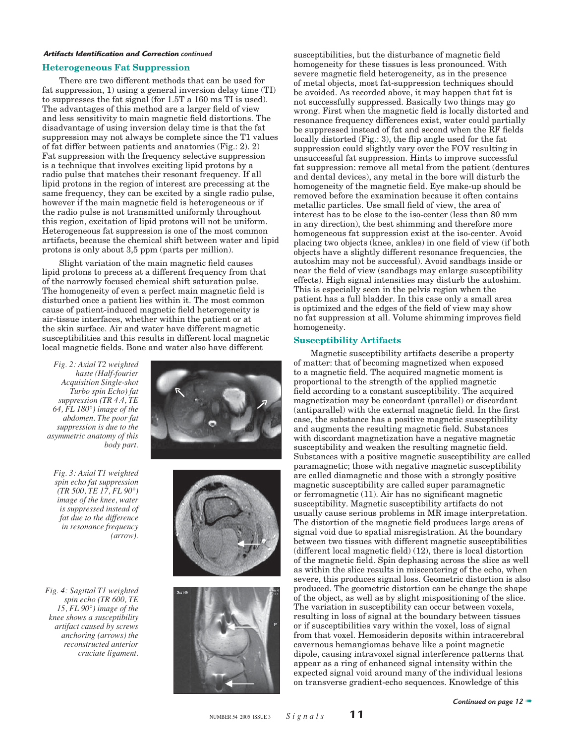*Artifacts Identification and Correction continued*

## Heterogeneous Fat Suppression

There are two different methods that can be used for fat suppression, 1) using a general inversion delay time (TI) to suppresses the fat signal (for 1.5T a 160 ms TI is used). The advantages of this method are a larger field of view and less sensitivity to main magnetic field distortions. The disadvantage of using inversion delay time is that the fat suppression may not always be complete since the T1 values of fat differ between patients and anatomies (Fig.: 2). 2) Fat suppression with the frequency selective suppression is a technique that involves exciting lipid protons by a radio pulse that matches their resonant frequency. If all lipid protons in the region of interest are precessing at the same frequency, they can be excited by a single radio pulse, however if the main magnetic field is heterogeneous or if the radio pulse is not transmitted uniformly throughout this region, excitation of lipid protons will not be uniform. Heterogeneous fat suppression is one of the most common artifacts, because the chemical shift between water and lipid protons is only about 3,5 ppm (parts per million).

Slight variation of the main magnetic field causes lipid protons to precess at a different frequency from that of the narrowly focused chemical shift saturation pulse. The homogeneity of even a perfect main magnetic field is disturbed once a patient lies within it. The most common cause of patient-induced magnetic field heterogeneity is air-tissue interfaces, whether within the patient or at the skin surface. Air and water have different magnetic susceptibilities and this results in different local magnetic fields. Bone and water also have different susceptibilities, but the disturbance of magnetic field homogeneity for these tissues is less pronounced. With severe magnetic field heterogeneity, as in the presence of metal objects, most fat-suppression techniques should be avoided. As recorded above, it may happen that fat is not successfully suppressed. Basically two things may go wrong. First when the magnetic field is locally distorted and resonance frequency differences exist, water could partially be suppressed instead of fat and second when the RF fields locally distorted (Fig.: 3), the flip angle used for the fat suppression could slightly vary over the FOV resulting in unsuccessful fat suppression. Hints to improve successful fat suppression: remove all metal from the patient (dentures and dental devices), any metal in the bore will disturb the homogeneity of the magnetic field. Eye make-up should be removed before the examination because it often contains metallic particles. Use small field of view, the area of interest has to be close to the iso-center (less than 80 mm in any direction), the best shimming and therefore more homogeneous fat suppression exist at the iso-center. Avoid placing two objects (knee, ankles) in one field of view (if both objects have a slightly different resonance frequencies, the autoshim may not be successful). Avoid sandbags inside or near the field of view (sandbags may enlarge susceptibility effects). High signal intensities may disturb the autoshim. This is especially seen in the pelvis region when the patient has a full bladder. In this case only a small area is optimized and the edges of the field of view may show no fat suppression at all. Volume shimming improves field homogeneity.

*Fig. 2: Axial T2 weighted haste (Half-fourier Acquisition Single-shot Turbo spin Echo) fat suppression (TR 4.4, TE 64, FL 180°) image of the abdomen. The poor fat suppression is due to the asymmetric anatomy of this body part.*

*Fig. 3: Axial T1 weighted spin echo fat suppression (TR 500, TE 17, FL 90°) image of the knee, water is suppressed instead of fat due to the difference in resonance frequency (arrow).*

*Fig. 4: Sagittal T1 weighted spin echo (TR 600, TE 15, FL 90°) image of the knee shows a susceptibility artifact caused by screws anchoring (arrows) the reconstructed anterior cruciate ligament.*

## Susceptibility Artifacts

Magnetic susceptibility artifacts describe a property of matter: that of becoming magnetized when exposed to a magnetic field. The acquired magnetic moment is proportional to the strength of the applied magnetic field according to a constant susceptibility. The acquired magnetization may be concordant (parallel) or discordant (antiparallel) with the external magnetic field. In the first case, the substance has a positive magnetic susceptibility and augments the resulting magnetic field. Substances with discordant magnetization have a negative magnetic susceptibility and weaken the resulting magnetic field. Substances with a positive magnetic susceptibility are called paramagnetic; those with negative magnetic susceptibility are called diamagnetic and those with a strongly positive magnetic susceptibility are called super paramagnetic or ferromagnetic (11). Air has no significant magnetic susceptibility. Magnetic susceptibility artifacts do not usually cause serious problems in MR image interpretation. The distortion of the magnetic field produces large areas of signal void due to spatial misregistration. At the boundary between two tissues with different magnetic susceptibilities (different local magnetic field) (12), there is local distortion of the magnetic field. Spin dephasing across the slice as well as within the slice results in miscentering of the echo, when severe, this produces signal loss. Geometric distortion is also produced. The geometric distortion can be change the shape of the object, as well as by slight mispositioning of the slice. The variation in susceptibility can occur between voxels, resulting in loss of signal at the boundary between tissues or if susceptibilities vary within the voxel, loss of signal from that voxel. Hemosiderin deposits within intracerebral cavernous hemangiomas behave like a point magnetic dipole, causing intravoxel signal interference patterns that appear as a ring of enhanced signal intensity within the expected signal void around many of the individual lesions on transverse gradient-echo sequences. Knowledge of this

*Continued on page 12*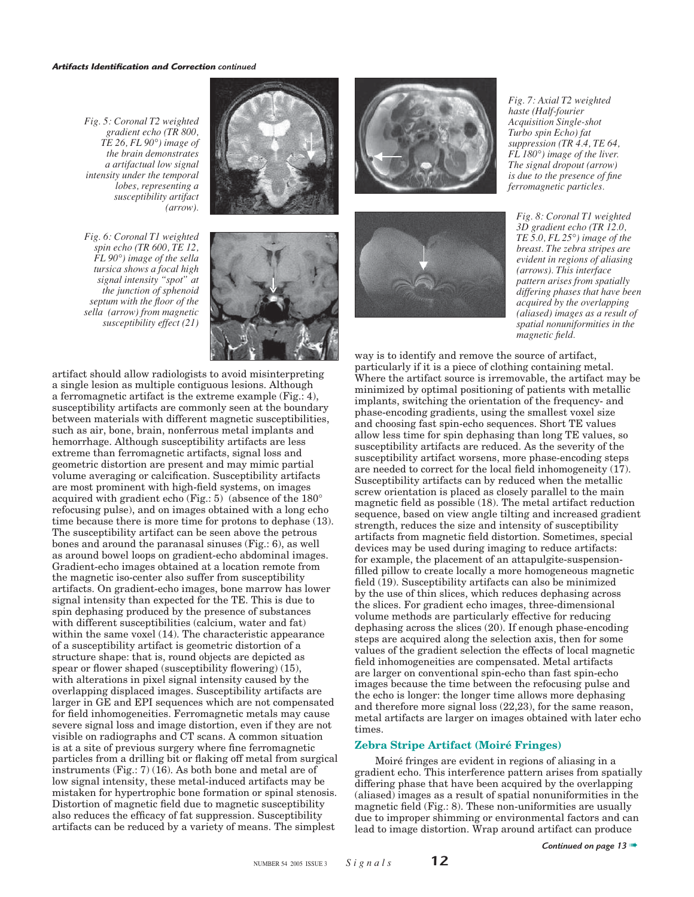Fig. 5: Coronal T2 weighted gradient echo (TR 800, TE 26, FL 90°) image of the brain demonstrates a artifactual low signal intensity under the temporal lobes, representing a susceptibility artifact (arrow).

Fig. 6: Coronal T1 weighted spin echo (TR 600, TE 12, FL 90°) image of the sella tursica shows a focal high signal intensity "spot" at the junction of sphenoid septum with the floor of the sella (arrow) from magnetic susceptibility effect (21)

Fig. 7: Axial T2 weighted haste (Half-fourier Acquisition Single-shot Turbo spin Echo) fat suppression (TR 4.4, TE 64, FL 180°) image of the liver. The signal dropout (arrow) is due to the presence of fine ferromagnetic particles.

Fig. 8: Coronal T1 weighted 3D gradient echo (TR 12.0, TE 5.0, FL 25°) image of the breast. The zebra stripes are evident in regions of aliasing (arrows). This interface pattern arises from spatially differing phases that have been acquired by the overlapping (aliased) images as a result of spatial nonuniformities in the magnetic field.

artifact should allow radiologists to avoid misinterpreting a single lesion as multiple contiguous lesions. Although a ferromagnetic artifact is the extreme example (Fig.: 4), susceptibility artifacts are commonly seen at the boundary between materials with different magnetic susceptibilities, such as air, bone, brain, nonferrous metal implants and hemorrhage. Although susceptibility artifacts are less extreme than ferromagnetic artifacts, signal loss and geometric distortion are present and may mimic partial volume averaging or calcification. Susceptibility artifacts are most prominent with high-field systems, on images acquired with gradient echo (Fig.: 5) (absence of the 180° refocusing pulse), and on images obtained with a long echo time because there is more time for protons to dephase (13). The susceptibility artifact can be seen above the petrous bones and around the paranasal sinuses (Fig.: 6), as well as around bowel loops on gradient-echo abdominal images. Gradient-echo images obtained at a location remote from the magnetic iso-center also suffer from susceptibility artifacts. On gradient-echo images, bone marrow has lower signal intensity than expected for the TE. This is due to spin dephasing produced by the presence of substances with different susceptibilities (calcium, water and fat) within the same voxel (14). The characteristic appearance of a susceptibility artifact is geometric distortion of a structure shape: that is, round objects are depicted as spear or flower shaped (susceptibility flowering) (15), with alterations in pixel signal intensity caused by the overlapping displaced images. Susceptibility artifacts are larger in GE and EPI sequences which are not compensated for field inhomogeneities. Ferromagnetic metals may cause severe signal loss and image distortion, even if they are not visible on radiographs and CT scans. A common situation is at a site of previous surgery where fine ferromagnetic particles from a drilling bit or flaking off metal from surgical instruments (Fig.: 7) (16). As both bone and metal are of low signal intensity, these metal-induced artifacts may be mistaken for hypertrophic bone formation or spinal stenosis. Distortion of magnetic field due to magnetic susceptibility also reduces the efficacy of fat suppression. Susceptibility artifacts can be reduced by a variety of means. The simplest way is to identify and remove the source of artifact, particularly if it is a piece of clothing containing metal. Where the artifact source is irremovable, the artifact may be minimized by optimal positioning of patients with metallic implants, switching the orientation of the frequency- and phase-encoding gradients, using the smallest voxel size and choosing fast spin-echo sequences. Short TE values allow less time for spin dephasing than long TE values, so susceptibility artifacts are reduced. As the severity of the susceptibility artifact worsens, more phase-encoding steps are needed to correct for the local field inhomogeneity (17). Susceptibility artifacts can by reduced when the metallic screw orientation is placed as closely parallel to the main magnetic field as possible (18). The metal artifact reduction sequence, based on view angle tilting and increased gradient strength, reduces the size and intensity of susceptibility artifacts from magnetic field distortion. Sometimes, special devices may be used during imaging to reduce artifacts: for example, the placement of an attapulgite-suspension-filled pillow to create locally a more homogeneous magnetic field (19). Susceptibility artifacts can also be minimized by the use of thin slices, which reduces dephasing across the slices. For gradient echo images, three-dimensional volume methods are particularly effective for reducing dephasing across the slices (20). If enough phase-encoding steps are acquired along the selection axis, then for some values of the gradient selection the effects of local magnetic field inhomogeneities are compensated. Metal artifacts are larger on conventional spin-echo than fast spin-echo images because the time between the refocusing pulse and the echo is longer: the longer time allows more dephasing and therefore more signal loss (22,23), for the same reason, metal artifacts are larger on images obtained with later echo times.

## Zebra Stripe Artifact (Moiré Fringes)

Moiré fringes are evident in regions of aliasing in a gradient echo. This interference pattern arises from spatially differing phase that have been acquired by the overlapping (aliased) images as a result of spatial nonuniformities in the magnetic field (Fig.: 8). These non-uniformities are usually due to improper shimming or environmental factors and can lead to image distortion. Wrap around artifact can produce

*Continued on page 13*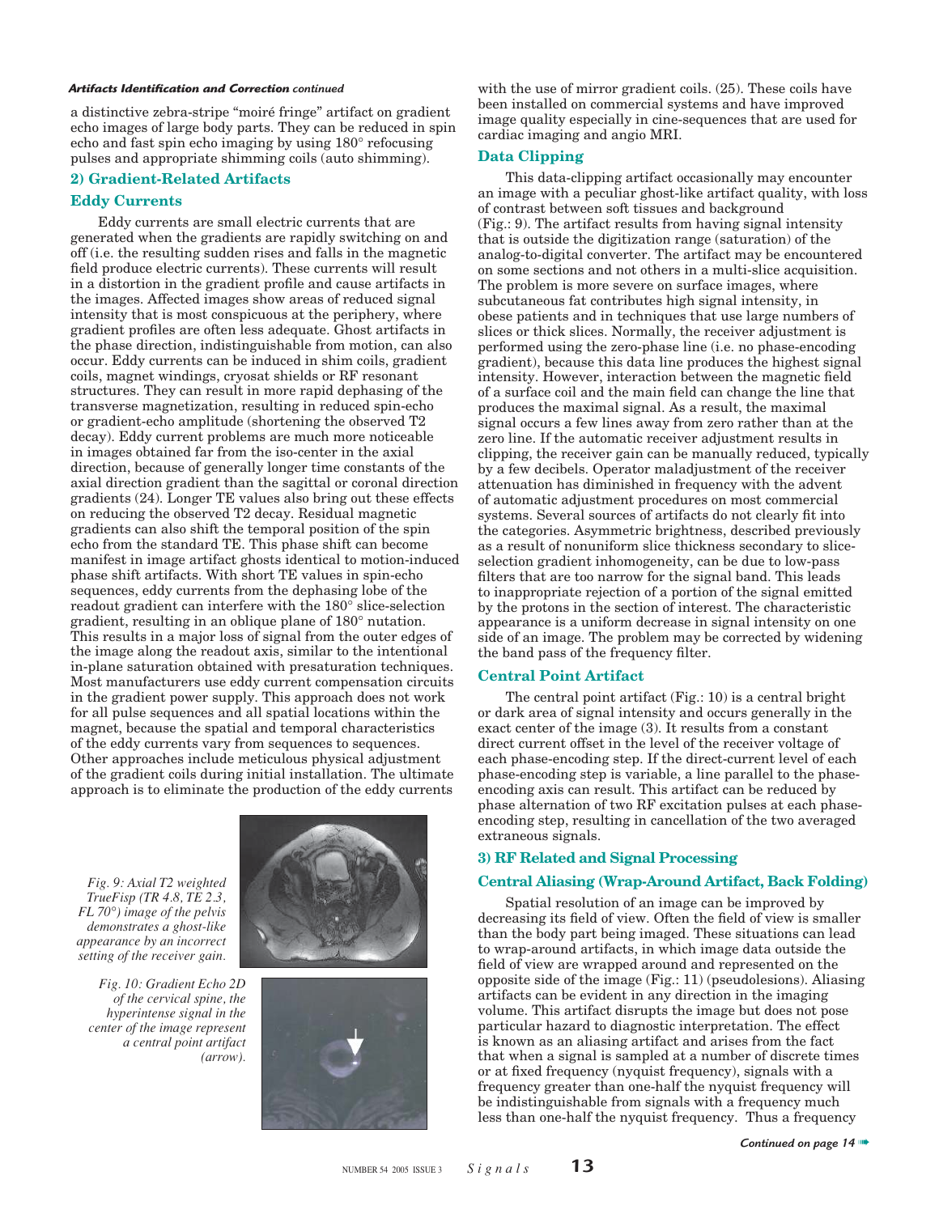a distinctive zebra-stripe "moiré fringe" artifact on gradient echo images of large body parts. They can be reduced in spin echo and fast spin echo imaging by using 180° refocusing pulses and appropriate shimming coils (auto shimming).

## 2) Gradient-Related Artifacts

### Eddy Currents

Eddy currents are small electric currents that are generated when the gradients are rapidly switching on and off (i.e. the resulting sudden rises and falls in the magnetic field produce electric currents). These currents will result in a distortion in the gradient profile and cause artifacts in the images. Affected images show areas of reduced signal intensity that is most conspicuous at the periphery, where gradient profiles are often less adequate. Ghost artifacts in the phase direction, indistinguishable from motion, can also occur. Eddy currents can be induced in shim coils, gradient coils, magnet windings, cryosat shields or RF resonant structures. They can result in more rapid dephasing of the transverse magnetization, resulting in reduced spin-echo or gradient-echo amplitude (shortening the observed T2 decay). Eddy current problems are much more noticeable in images obtained far from the iso-center in the axial direction, because of generally longer time constants of the axial direction gradient than the sagittal or coronal direction gradients (24). Longer TE values also bring out these effects on reducing the observed T2 decay. Residual magnetic gradients can also shift the temporal position of the spin echo from the standard TE. This phase shift can become manifest in image artifact ghosts identical to motion-induced phase shift artifacts. With short TE values in spin-echo sequences, eddy currents from the dephasing lobe of the readout gradient can interfere with the 180° slice-selection gradient, resulting in an oblique plane of 180° nutation. This results in a major loss of signal from the outer edges of the image along the readout axis, similar to the intentional in-plane saturation obtained with presaturation techniques. Most manufacturers use eddy current compensation circuits in the gradient power supply. This approach does not work for all pulse sequences and all spatial locations within the magnet, because the spatial and temporal characteristics of the eddy currents vary from sequences to sequences. Other approaches include meticulous physical adjustment of the gradient coils during initial installation. The ultimate approach is to eliminate the production of the eddy currents with the use of mirror gradient coils. (25). These coils have been installed on commercial systems and have improved image quality especially in cine-sequences that are used for cardiac imaging and angio MRI.

*Fig. 9: Axial T2 weighted TrueFisp (TR 4.8, TE 2.3, FL 70°) image of the pelvis demonstrates a ghost-like appearance by an incorrect setting of the receiver gain.*

*Fig. 10: Gradient Echo 2D of the cervical spine, the hyperintense signal in the center of the image represent a central point artifact (arrow).*

### Data Clipping

This data-clipping artifact occasionally may encounter an image with a peculiar ghost-like artifact quality, with loss of contrast between soft tissues and background (Fig.: 9). The artifact results from having signal intensity that is outside the digitization range (saturation) of the analog-to-digital converter. The artifact may be encountered on some sections and not others in a multi-slice acquisition. The problem is more severe on surface images, where subcutaneous fat contributes high signal intensity, in obese patients and in techniques that use large numbers of slices or thick slices. Normally, the receiver adjustment is performed using the zero-phase line (i.e. no phase-encoding gradient), because this data line produces the highest signal intensity. However, interaction between the magnetic field of a surface coil and the main field can change the line that produces the maximal signal. As a result, the maximal signal occurs a few lines away from zero rather than at the zero line. If the automatic receiver adjustment results in clipping, the receiver gain can be manually reduced, typically by a few decibels. Operator maladjustment of the receiver attenuation has diminished in frequency with the advent of automatic adjustment procedures on most commercial systems. Several sources of artifacts do not clearly fit into the categories. Asymmetric brightness, described previously as a result of nonuniform slice thickness secondary to slice-selection gradient inhomogeneity, can be due to low-pass filters that are too narrow for the signal band. This leads to inappropriate rejection of a portion of the signal emitted by the protons in the section of interest. The characteristic appearance is a uniform decrease in signal intensity on one side of an image. The problem may be corrected by widening the band pass of the frequency filter.

### Central Point Artifact

The central point artifact (Fig.: 10) is a central bright or dark area of signal intensity and occurs generally in the exact center of the image (3). It results from a constant direct current offset in the level of the receiver voltage of each phase-encoding step. If the direct-current level of each phase-encoding step is variable, a line parallel to the phase-encoding axis can result. This artifact can be reduced by phase alternation of two RF excitation pulses at each phase-encoding step, resulting in cancellation of the two averaged extraneous signals.

## 3) RF Related and Signal Processing

### Central Aliasing (Wrap-Around Artifact, Back Folding)

Spatial resolution of an image can be improved by decreasing its field of view. Often the field of view is smaller than the body part being imaged. These situations can lead to wrap-around artifacts, in which image data outside the field of view are wrapped around and represented on the opposite side of the image (Fig.: 11) (pseudolesions). Aliasing artifacts can be evident in any direction in the imaging volume. This artifact disrupts the image but does not pose particular hazard to diagnostic interpretation. The effect is known as an aliasing artifact and arises from the fact that when a signal is sampled at a number of discrete times or at fixed frequency (nyquist frequency), signals with a frequency greater than one-half the nyquist frequency will be indistinguishable from signals with a frequency much less than one-half the nyquist frequency. Thus a frequency

*Continued on page 14*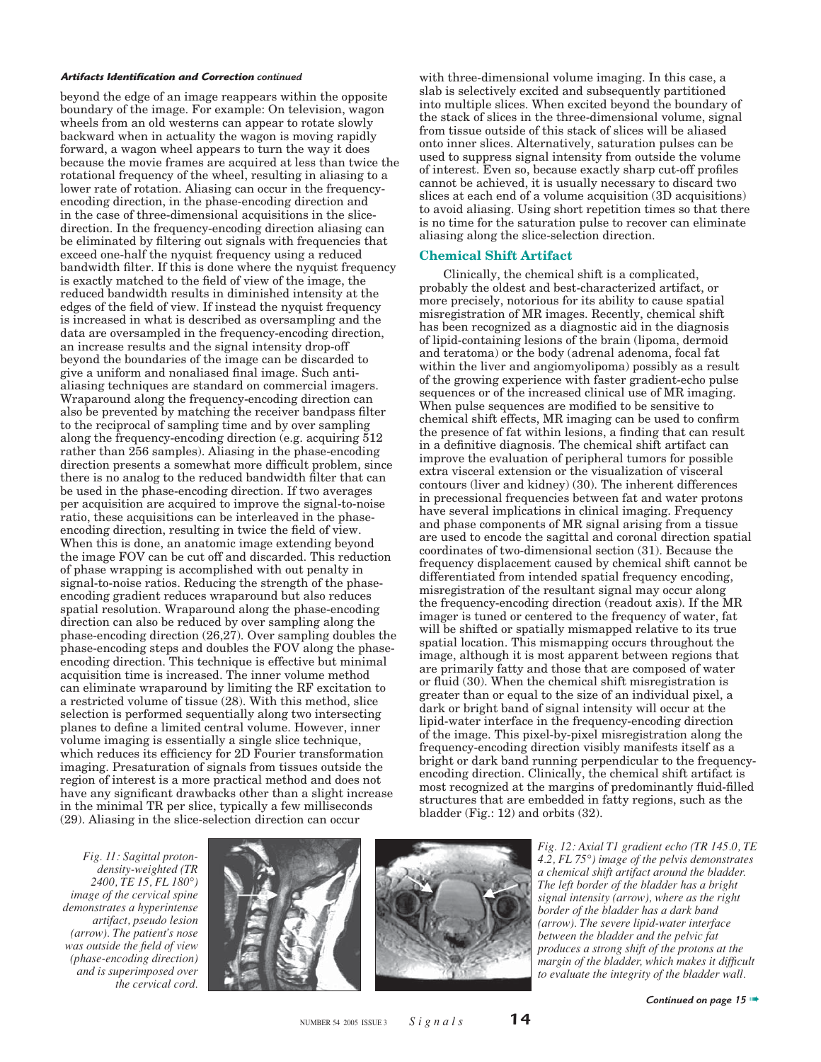beyond the edge of an image reappears within the opposite boundary of the image. For example: On television, wagon wheels from an old westerns can appear to rotate slowly backward when in actuality the wagon is moving rapidly forward, a wagon wheel appears to turn the way it does because the movie frames are acquired at less than twice the rotational frequency of the wheel, resulting in aliasing to a lower rate of rotation. Aliasing can occur in the frequency-encoding direction, in the phase-encoding direction and in the case of three-dimensional acquisitions in the slice-direction. In the frequency-encoding direction aliasing can be eliminated by filtering out signals with frequencies that exceed one-half the nyquist frequency using a reduced bandwidth filter. If this is done where the nyquist frequency is exactly matched to the field of view of the image, the reduced bandwidth results in diminished intensity at the edges of the field of view. If instead the nyquist frequency is increased in what is described as oversampling and the data are oversampled in the frequency-encoding direction, an increase results and the signal intensity drop-off beyond the boundaries of the image can be discarded to give a uniform and nonaliased final image. Such anti-aliasing techniques are standard on commercial imagers. Wraparound along the frequency-encoding direction can also be prevented by matching the receiver bandpass filter to the reciprocal of sampling time and by over sampling along the frequency-encoding direction (e.g. acquiring 512 rather than 256 samples). Aliasing in the phase-encoding direction presents a somewhat more difficult problem, since there is no analog to the reduced bandwidth filter that can be used in the phase-encoding direction. If two averages per acquisition are acquired to improve the signal-to-noise ratio, these acquisitions can be interleaved in the phase-encoding direction, resulting in twice the field of view. When this is done, an anatomic image extending beyond the image FOV can be cut off and discarded. This reduction of phase wrapping is accomplished with out penalty in signal-to-noise ratios. Reducing the strength of the phase-encoding gradient reduces wraparound but also reduces spatial resolution. Wraparound along the phase-encoding direction can also be reduced by over sampling along the phase-encoding direction (26,27). Over sampling doubles the phase-encoding steps and doubles the FOV along the phase-encoding direction. This technique is effective but minimal acquisition time is increased. The inner volume method can eliminate wraparound by limiting the RF excitation to a restricted volume of tissue (28). With this method, slice selection is performed sequentially along two intersecting planes to define a limited central volume. However, inner volume imaging is essentially a single slice technique, which reduces its efficiency for 2D Fourier transformation imaging. Presaturation of signals from tissues outside the region of interest is a more practical method and does not have any significant drawbacks other than a slight increase in the minimal TR per slice, typically a few milliseconds (29). Aliasing in the slice-selection direction can occur with three-dimensional volume imaging. In this case, a slab is selectively excited and subsequently partitioned into multiple slices. When excited beyond the boundary of the stack of slices in the three-dimensional volume, signal from tissue outside of this stack of slices will be aliased onto inner slices. Alternatively, saturation pulses can be used to suppress signal intensity from outside the volume of interest. Even so, because exactly sharp cut-off profiles cannot be achieved, it is usually necessary to discard two slices at each end of a volume acquisition (3D acquisitions) to avoid aliasing. Using short repetition times so that there is no time for the saturation pulse to recover can eliminate aliasing along the slice-selection direction.

## Chemical Shift Artifact

Clinically, the chemical shift is a complicated, probably the oldest and best-characterized artifact, or more precisely, notorious for its ability to cause spatial misregistration of MR images. Recently, chemical shift has been recognized as a diagnostic aid in the diagnosis of lipid-containing lesions of the brain (lipoma, dermoid and teratoma) or the body (adrenal adenoma, focal fat within the liver and angiomyolipoma) possibly as a result of the growing experience with faster gradient-echo pulse sequences or of the increased clinical use of MR imaging. When pulse sequences are modified to be sensitive to chemical shift effects, MR imaging can be used to confirm the presence of fat within lesions, a finding that can result in a definitive diagnosis. The chemical shift artifact can improve the evaluation of peripheral tumors for possible extra visceral extension or the visualization of visceral contours (liver and kidney) (30). The inherent differences in precessional frequencies between fat and water protons have several implications in clinical imaging. Frequency and phase components of MR signal arising from a tissue are used to encode the sagittal and coronal direction spatial coordinates of two-dimensional section (31). Because the frequency displacement caused by chemical shift cannot be differentiated from intended spatial frequency encoding, misregistration of the resultant signal may occur along the frequency-encoding direction (readout axis). If the MR imager is tuned or centered to the frequency of water, fat will be shifted or spatially mismapped relative to its true spatial location. This mismapping occurs throughout the image, although it is most apparent between regions that are primarily fatty and those that are composed of water or fluid (30). When the chemical shift misregistration is greater than or equal to the size of an individual pixel, a dark or bright band of signal intensity will occur at the lipid-water interface in the frequency-encoding direction of the image. This pixel-by-pixel misregistration along the frequency-encoding direction visibly manifests itself as a bright or dark band running perpendicular to the frequency-encoding direction. Clinically, the chemical shift artifact is most recognized at the margins of predominantly fluid-filled structures that are embedded in fatty regions, such as the bladder (Fig.: 12) and orbits (32).

*Fig. 11: Sagittal proton-density-weighted (TR 2400, TE 15, FL 180°) image of the cervical spine demonstrates a hyperintense artifact, pseudo lesion (arrow). The patient's nose was outside the field of view (phase-encoding direction) and is superimposed over the cervical cord.*

*Fig. 12: Axial T1 gradient echo (TR 145.0, TE 4.2, FL 75°) image of the pelvis demonstrates a chemical shift artifact around the bladder. The left border of the bladder has a bright signal intensity (arrow), where as the right border of the bladder has a dark band (arrow). The severe lipid-water interface between the bladder and the pelvic fat produces a strong shift of the protons at the margin of the bladder, which makes it difficult to evaluate the integrity of the bladder wall.*

Continued on page 15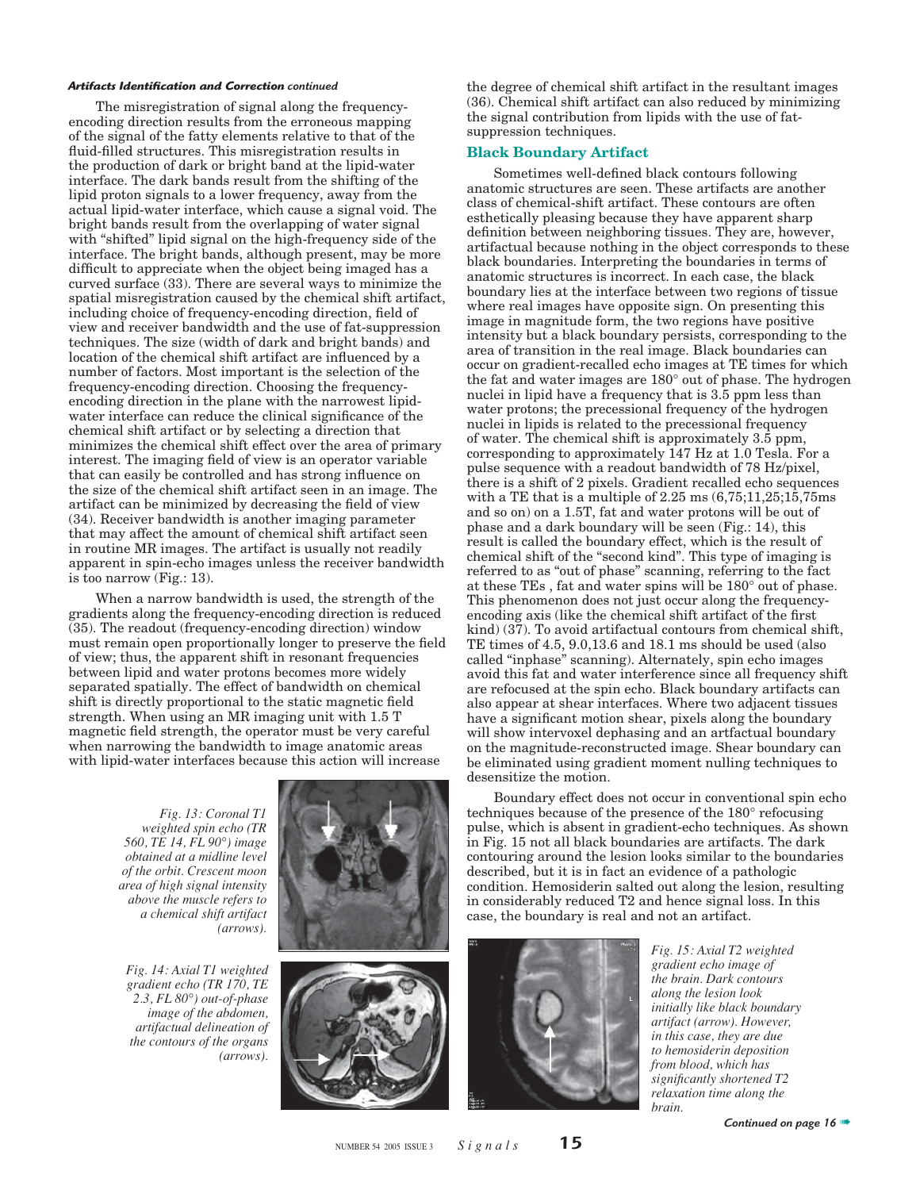The misregistration of signal along the frequency-encoding direction results from the erroneous mapping of the signal of the fatty elements relative to that of the fluid-filled structures. This misregistration results in the production of dark or bright band at the lipid-water interface. The dark bands result from the shifting of the lipid proton signals to a lower frequency, away from the actual lipid-water interface, which cause a signal void. The bright bands result from the overlapping of water signal with "shifted" lipid signal on the high-frequency side of the interface. The bright bands, although present, may be more difficult to appreciate when the object being imaged has a curved surface (33). There are several ways to minimize the spatial misregistration caused by the chemical shift artifact, including choice of frequency-encoding direction, field of view and receiver bandwidth and the use of fat-suppression techniques. The size (width of dark and bright bands) and location of the chemical shift artifact are influenced by a number of factors. Most important is the selection of the frequency-encoding direction. Choosing the frequency-encoding direction in the plane with the narrowest lipid-water interface can reduce the clinical significance of the chemical shift artifact or by selecting a direction that minimizes the chemical shift effect over the area of primary interest. The imaging field of view is an operator variable that can easily be controlled and has strong influence on the size of the chemical shift artifact seen in an image. The artifact can be minimized by decreasing the field of view (34). Receiver bandwidth is another imaging parameter that may affect the amount of chemical shift artifact seen in routine MR images. The artifact is usually not readily apparent in spin-echo images unless the receiver bandwidth is too narrow (Fig.: 13).

When a narrow bandwidth is used, the strength of the gradients along the frequency-encoding direction is reduced (35). The readout (frequency-encoding direction) window must remain open proportionally longer to preserve the field of view; thus, the apparent shift in resonant frequencies between lipid and water protons becomes more widely separated spatially. The effect of bandwidth on chemical shift is directly proportional to the static magnetic field strength. When using an MR imaging unit with 1.5 T magnetic field strength, the operator must be very careful when narrowing the bandwidth to image anatomic areas with lipid-water interfaces because this action will increase the degree of chemical shift artifact in the resultant images (36). Chemical shift artifact can also reduced by minimizing the signal contribution from lipids with the use of fat-suppression techniques.

*Fig. 13: Coronal T1 weighted spin echo (TR 560, TE 14, FL 90°) image obtained at a midline level of the orbit. Crescent moon area of high signal intensity above the muscle refers to a chemical shift artifact (arrows).*

*Fig. 14: Axial T1 weighted gradient echo (TR 170, TE 2.3, FL 80°) out-of-phase image of the abdomen, artifactual delineation of the contours of the organs (arrows).*

## Black Boundary Artifact

Sometimes well-defined black contours following anatomic structures are seen. These artifacts are another class of chemical-shift artifact. These contours are often esthetically pleasing because they have apparent sharp definition between neighboring tissues. They are, however, artifactual because nothing in the object corresponds to these black boundaries. Interpreting the boundaries in terms of anatomic structures is incorrect. In each case, the black boundary lies at the interface between two regions of tissue where real images have opposite sign. On presenting this image in magnitude form, the two regions have positive intensity but a black boundary persists, corresponding to the area of transition in the real image. Black boundaries can occur on gradient-recalled echo images at TE times for which the fat and water images are 180° out of phase. The hydrogen nuclei in lipid have a frequency that is 3.5 ppm less than water protons; the precessional frequency of the hydrogen nuclei in lipids is related to the precessional frequency of water. The chemical shift is approximately 3.5 ppm, corresponding to approximately 147 Hz at 1.0 Tesla. For a pulse sequence with a readout bandwidth of 78 Hz/pixel, there is a shift of 2 pixels. Gradient recalled echo sequences with a TE that is a multiple of 2.25 ms (6,75;11,25;15,75ms and so on) on a 1.5T, fat and water protons will be out of phase and a dark boundary will be seen (Fig.: 14), this result is called the boundary effect, which is the result of chemical shift of the "second kind". This type of imaging is referred to as "out of phase" scanning, referring to the fact at these TEs , fat and water spins will be 180° out of phase. This phenomenon does not just occur along the frequency-encoding axis (like the chemical shift artifact of the first kind) (37). To avoid artifactual contours from chemical shift, TE times of 4.5, 9.0,13.6 and 18.1 ms should be used (also called "inphase" scanning). Alternately, spin echo images avoid this fat and water interference since all frequency shift are refocused at the spin echo. Black boundary artifacts can also appear at shear interfaces. Where two adjacent tissues have a significant motion shear, pixels along the boundary will show intervoxel dephasing and an artfactual boundary on the magnitude-reconstructed image. Shear boundary can be eliminated using gradient moment nulling techniques to desensitize the motion.

Boundary effect does not occur in conventional spin echo techniques because of the presence of the 180° refocusing pulse, which is absent in gradient-echo techniques. As shown in Fig. 15 not all black boundaries are artifacts. The dark contouring around the lesion looks similar to the boundaries described, but it is in fact an evidence of a pathologic condition. Hemosiderin salted out along the lesion, resulting in considerably reduced T2 and hence signal loss. In this case, the boundary is real and not an artifact.

*Fig. 15: Axial T2 weighted gradient echo image of the brain. Dark contours along the lesion look initially like black boundary artifact (arrow). However, in this case, they are due to hemosiderin deposition from blood, which has significantly shortened T2 relaxation time along the brain.*

*Continued on page 16*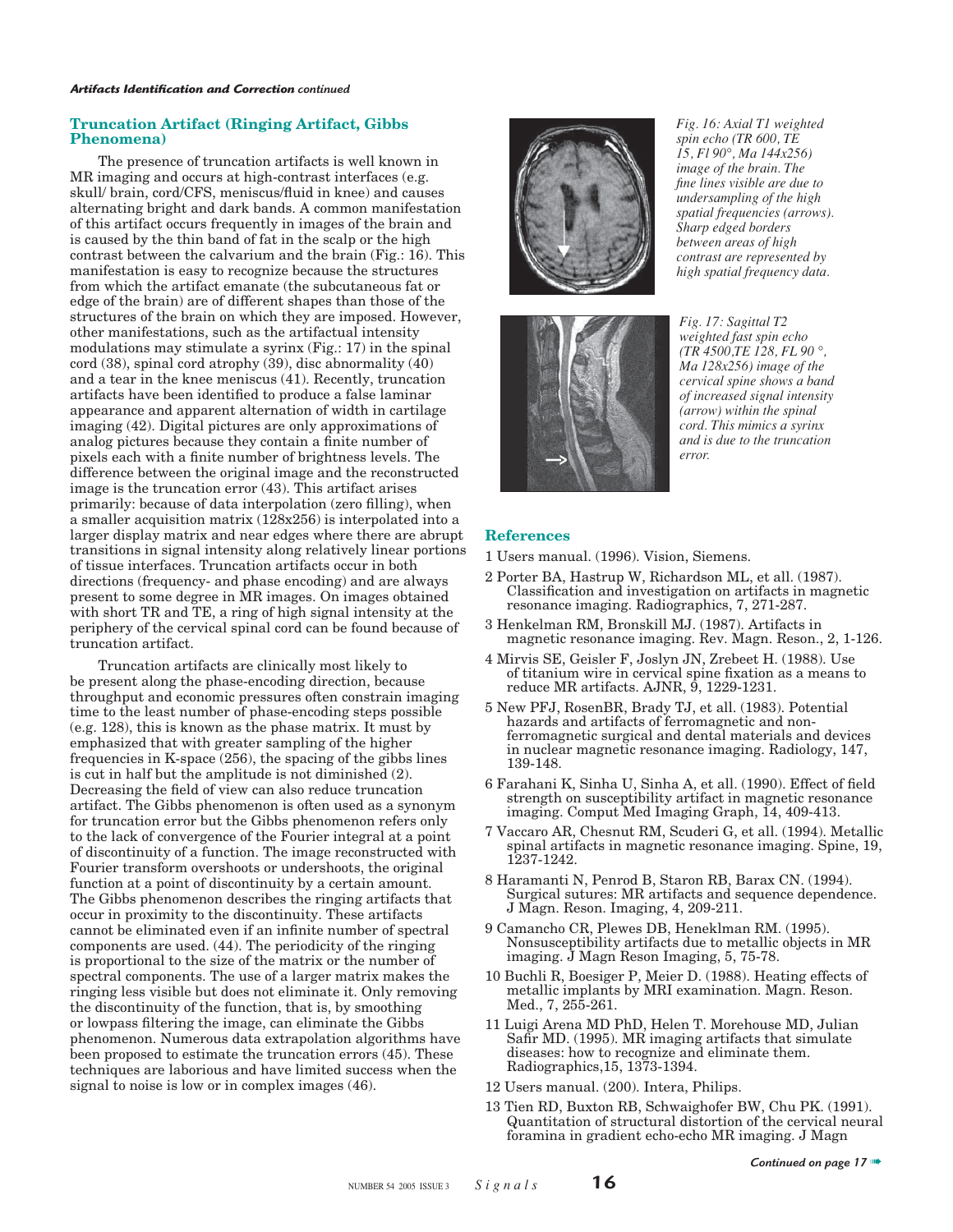*Artifacts Identification and Correction continued*

## Truncation Artifact (Ringing Artifact, Gibbs Phenomena)

The presence of truncation artifacts is well known in MR imaging and occurs at high-contrast interfaces (e.g. skull/ brain, cord/CFS, meniscus/fluid in knee) and causes alternating bright and dark bands. A common manifestation of this artifact occurs frequently in images of the brain and is caused by the thin band of fat in the scalp or the high contrast between the calvarium and the brain (Fig.: 16). This manifestation is easy to recognize because the structures from which the artifact emanate (the subcutaneous fat or edge of the brain) are of different shapes than those of the structures of the brain on which they are imposed. However, other manifestations, such as the artifactual intensity modulations may stimulate a syrinx (Fig.: 17) in the spinal cord (38), spinal cord atrophy (39), disc abnormality (40) and a tear in the knee meniscus (41). Recently, truncation artifacts have been identified to produce a false laminar appearance and apparent alternation of width in cartilage imaging (42). Digital pictures are only approximations of analog pictures because they contain a finite number of pixels each with a finite number of brightness levels. The difference between the original image and the reconstructed image is the truncation error (43). This artifact arises primarily: because of data interpolation (zero filling), when a smaller acquisition matrix (128x256) is interpolated into a larger display matrix and near edges where there are abrupt transitions in signal intensity along relatively linear portions of tissue interfaces. Truncation artifacts occur in both directions (frequency- and phase encoding) and are always present to some degree in MR images. On images obtained with short TR and TE, a ring of high signal intensity at the periphery of the cervical spinal cord can be found because of truncation artifact.

Truncation artifacts are clinically most likely to be present along the phase-encoding direction, because throughput and economic pressures often constrain imaging time to the least number of phase-encoding steps possible (e.g. 128), this is known as the phase matrix. It must by emphasized that with greater sampling of the higher frequencies in K-space (256), the spacing of the gibbs lines is cut in half but the amplitude is not diminished (2). Decreasing the field of view can also reduce truncation artifact. The Gibbs phenomenon is often used as a synonym for truncation error but the Gibbs phenomenon refers only to the lack of convergence of the Fourier integral at a point of discontinuity of a function. The image reconstructed with Fourier transform overshoots or undershoots, the original function at a point of discontinuity by a certain amount. The Gibbs phenomenon describes the ringing artifacts that occur in proximity to the discontinuity. These artifacts cannot be eliminated even if an infinite number of spectral components are used. (44). The periodicity of the ringing is proportional to the size of the matrix or the number of spectral components. The use of a larger matrix makes the ringing less visible but does not eliminate it. Only removing the discontinuity of the function, that is, by smoothing or lowpass filtering the image, can eliminate the Gibbs phenomenon. Numerous data extrapolation algorithms have been proposed to estimate the truncation errors (45). These techniques are laborious and have limited success when the signal to noise is low or in complex images (46).

*Fig. 16: Axial T1 weighted spin echo (TR 600, TE 15, Fl 90°, Ma 144x256) image of the brain. The fine lines visible are due to undersampling of the high spatial frequencies (arrows). Sharp edged borders between areas of high contrast are represented by high spatial frequency data.*

*Fig. 17: Sagittal T2 weighted fast spin echo (TR 4500,TE 128, FL 90 °, Ma 128x256) image of the cervical spine shows a band of increased signal intensity (arrow) within the spinal cord. This mimics a syrinx and is due to the truncation error.*

## References

1 Users manual. (1996). Vision, Siemens.

2 Porter BA, Hastrup W, Richardson ML, et all. (1987). Classification and investigation on artifacts in magnetic resonance imaging. Radiographics, 7, 271-287.

3 Henkelman RM, Bronskill MJ. (1987). Artifacts in magnetic resonance imaging. Rev. Magn. Reson., 2, 1-126.

4 Mirvis SE, Geisler F, Joslyn JN, Zrebeet H. (1988). Use of titanium wire in cervical spine fixation as a means to reduce MR artifacts. AJNR, 9, 1229-1231.

5 New PFJ, RosenBR, Brady TJ, et all. (1983). Potential hazards and artifacts of ferromagnetic and non-ferromagnetic surgical and dental materials and devices in nuclear magnetic resonance imaging. Radiology, 147, 139-148.

6 Farahani K, Sinha U, Sinha A, et all. (1990). Effect of field strength on susceptibility artifact in magnetic resonance imaging. Comput Med Imaging Graph, 14, 409-413.

7 Vaccaro AR, Chesnut RM, Scuderi G, et all. (1994). Metallic spinal artifacts in magnetic resonance imaging. Spine, 19, 1237-1242.

8 Haramanti N, Penrod B, Staron RB, Barax CN. (1994). Surgical sutures: MR artifacts and sequence dependence. J Magn. Reson. Imaging, 4, 209-211.

9 Camancho CR, Plewes DB, Heneklman RM. (1995). Nonsusceptibility artifacts due to metallic objects in MR imaging. J Magn Reson Imaging, 5, 75-78.

10 Buchli R, Boesiger P, Meier D. (1988). Heating effects of metallic implants by MRI examination. Magn. Reson. Med., 7, 255-261.

11 Luigi Arena MD PhD, Helen T. Morehouse MD, Julian Safir MD. (1995). MR imaging artifacts that simulate diseases: how to recognize and eliminate them. Radiographics,15, 1373-1394.

12 Users manual. (200). Intera, Philips.

13 Tien RD, Buxton RB, Schwaighofer BW, Chu PK. (1991). Quantitation of structural distortion of the cervical neural foramina in gradient echo-echo MR imaging. J Magn

*Continued on page 17*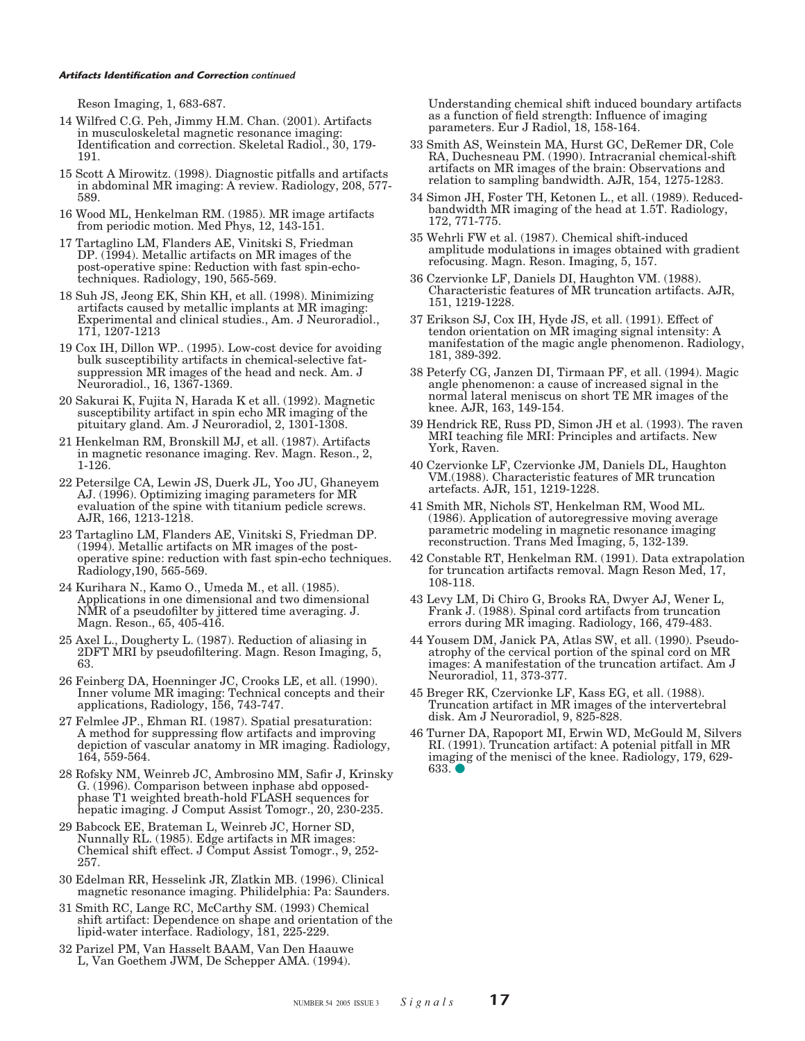Reson Imaging, 1, 683-687.

14 Wilfred C.G. Peh, Jimmy H.M. Chan. (2001). Artifacts in musculoskeletal magnetic resonance imaging: Identification and correction. Skeletal Radiol., 30, 179-191.

15 Scott A Mirowitz. (1998). Diagnostic pitfalls and artifacts in abdominal MR imaging: A review. Radiology, 208, 577-589.

16 Wood ML, Henkelman RM. (1985). MR image artifacts from periodic motion. Med Phys, 12, 143-151.

17 Tartaglino LM, Flanders AE, Vinitski S, Friedman DP. (1994). Metallic artifacts on MR images of the post-operative spine: Reduction with fast spin-echo-techniques. Radiology, 190, 565-569.

18 Suh JS, Jeong EK, Shin KH, et all. (1998). Minimizing artifacts caused by metallic implants at MR imaging: Experimental and clinical studies., Am. J Neuroradiol., 171, 1207-1213

19 Cox IH, Dillon WP.. (1995). Low-cost device for avoiding bulk susceptibility artifacts in chemical-selective fat-suppression MR images of the head and neck. Am. J Neuroradiol., 16, 1367-1369.

20 Sakurai K, Fujita N, Harada K et all. (1992). Magnetic susceptibility artifact in spin echo MR imaging of the pituitary gland. Am. J Neuroradiol, 2, 1301-1308.

21 Henkelman RM, Bronskill MJ, et all. (1987). Artifacts in magnetic resonance imaging. Rev. Magn. Reson., 2, 1-126.

22 Petersilge CA, Lewin JS, Duerk JL, Yoo JU, Ghaneyem AJ. (1996). Optimizing imaging parameters for MR evaluation of the spine with titanium pedicle screws. AJR, 166, 1213-1218.

23 Tartaglino LM, Flanders AE, Vinitski S, Friedman DP. (1994). Metallic artifacts on MR images of the post-operative spine: reduction with fast spin-echo techniques. Radiology,190, 565-569.

24 Kurihara N., Kamo O., Umeda M., et all. (1985). Applications in one dimensional and two dimensional NMR of a pseudofilter by jittered time averaging. J. Magn. Reson., 65, 405-416.

25 Axel L., Dougherty L. (1987). Reduction of aliasing in 2DFT MRI by pseudofiltering. Magn. Reson Imaging, 5, 63.

26 Feinberg DA, Hoenninger JC, Crooks LE, et all. (1990). Inner volume MR imaging: Technical concepts and their applications, Radiology, 156, 743-747.

27 Felmlee JP., Ehman RI. (1987). Spatial presaturation: A method for suppressing flow artifacts and improving depiction of vascular anatomy in MR imaging. Radiology, 164, 559-564.

28 Rofsky NM, Weinreb JC, Ambrosino MM, Safir J, Krinsky G. (1996). Comparison between inphase abd opposed-phase T1 weighted breath-hold FLASH sequences for hepatic imaging. J Comput Assist Tomogr., 20, 230-235.

29 Babcock EE, Brateman L, Weinreb JC, Horner SD, Nunnally RL. (1985). Edge artifacts in MR images: Chemical shift effect. J Comput Assist Tomogr., 9, 252-257.

30 Edelman RR, Hesselink JR, Zlatkin MB. (1996). Clinical magnetic resonance imaging. Philidelphia: Pa: Saunders.

31 Smith RC, Lange RC, McCarthy SM. (1993) Chemical shift artifact: Dependence on shape and orientation of the lipid-water interface. Radiology, 181, 225-229.

32 Parizel PM, Van Hasselt BAAM, Van Den Haauwe L, Van Goethem JWM, De Schepper AMA. (1994). Understanding chemical shift induced boundary artifacts as a function of field strength: Influence of imaging parameters. Eur J Radiol, 18, 158-164.

33 Smith AS, Weinstein MA, Hurst GC, DeRemer DR, Cole RA, Duchesneau PM. (1990). Intracranial chemical-shift artifacts on MR images of the brain: Observations and relation to sampling bandwidth. AJR, 154, 1275-1283.

34 Simon JH, Foster TH, Ketonen L., et all. (1989). Reduced-bandwidth MR imaging of the head at 1.5T. Radiology, 172, 771-775.

35 Wehrli FW et al. (1987). Chemical shift-induced amplitude modulations in images obtained with gradient refocusing. Magn. Reson. Imaging, 5, 157.

36 Czervionke LF, Daniels DI, Haughton VM. (1988). Characteristic features of MR truncation artifacts. AJR, 151, 1219-1228.

37 Erikson SJ, Cox IH, Hyde JS, et all. (1991). Effect of tendon orientation on MR imaging signal intensity: A manifestation of the magic angle phenomenon. Radiology, 181, 389-392.

38 Peterfy CG, Janzen DI, Tirmaan PF, et all. (1994). Magic angle phenomenon: a cause of increased signal in the normal lateral meniscus on short TE MR images of the knee. AJR, 163, 149-154.

39 Hendrick RE, Russ PD, Simon JH et al. (1993). The raven MRI teaching file MRI: Principles and artifacts. New York, Raven.

40 Czervionke LF, Czervionke JM, Daniels DL, Haughton VM.(1988). Characteristic features of MR truncation artefacts. AJR, 151, 1219-1228.

41 Smith MR, Nichols ST, Henkelman RM, Wood ML. (1986). Application of autoregressive moving average parametric modeling in magnetic resonance imaging reconstruction. Trans Med Imaging, 5, 132-139.

42 Constable RT, Henkelman RM. (1991). Data extrapolation for truncation artifacts removal. Magn Reson Med, 17, 108-118.

43 Levy LM, Di Chiro G, Brooks RA, Dwyer AJ, Wener L, Frank J. (1988). Spinal cord artifacts from truncation errors during MR imaging. Radiology, 166, 479-483.

44 Yousem DM, Janick PA, Atlas SW, et all. (1990). Pseudo-atrophy of the cervical portion of the spinal cord on MR images: A manifestation of the truncation artifact. Am J Neuroradiol, 11, 373-377.

45 Breger RK, Czervionke LF, Kass EG, et all. (1988). Truncation artifact in MR images of the intervertebral disk. Am J Neuroradiol, 9, 825-828.

46 Turner DA, Rapoport MI, Erwin WD, McGould M, Silvers RI. (1991). Truncation artifact: A potenial pitfall in MR imaging of the menisci of the knee. Radiology, 179, 629-633.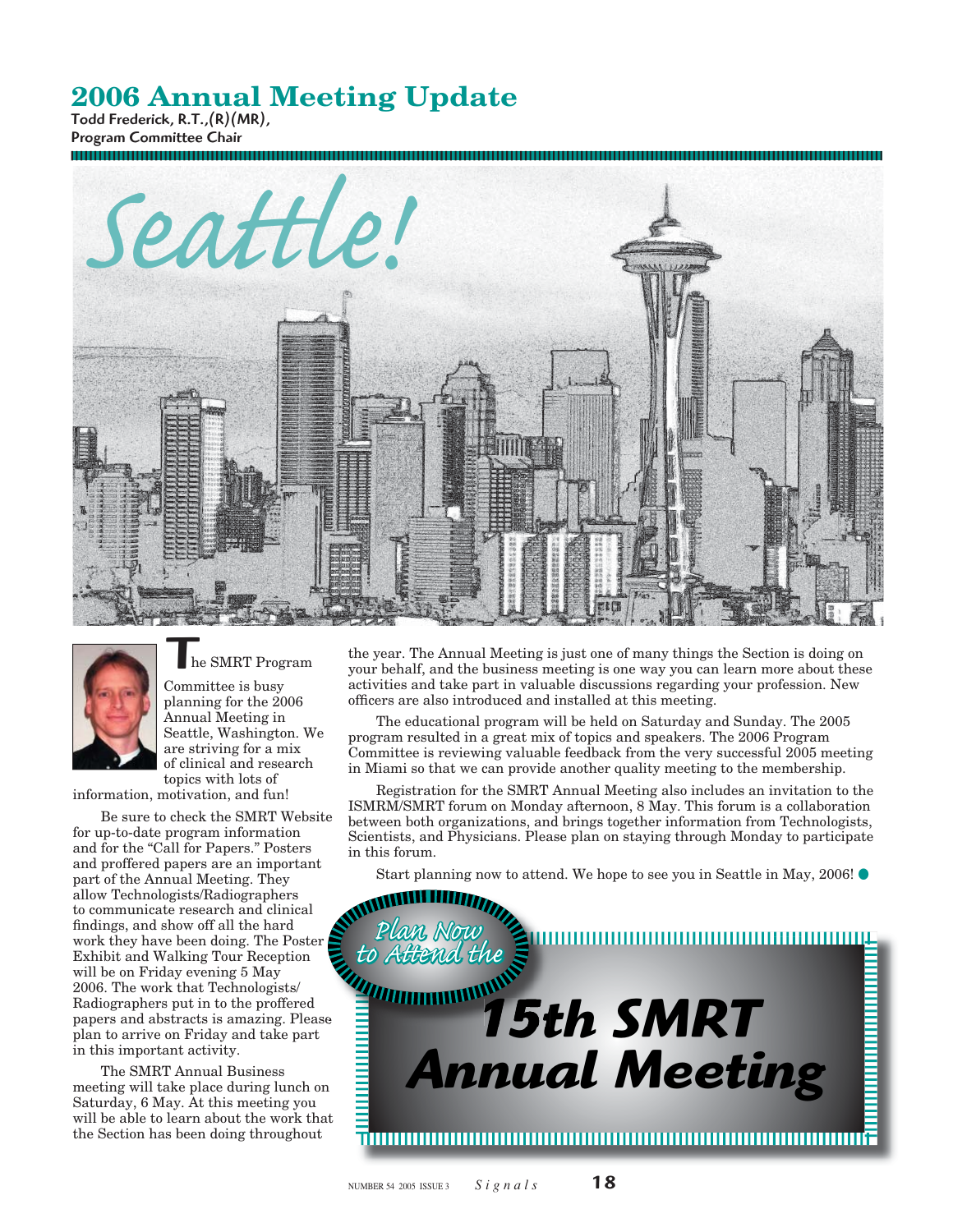# 2006 Annual Meeting Update

Todd Frederick, R.T.,(R)(MR), Program Committee Chair

Seattle!

The SMRT Program Committee is busy planning for the 2006 Annual Meeting in Seattle, Washington. We are striving for a mix of clinical and research topics with lots of information, motivation, and fun!

Be sure to check the SMRT Website for up-to-date program information and for the "Call for Papers." Posters and proffered papers are an important part of the Annual Meeting. They allow Technologists/Radiographers to communicate research and clinical findings, and show off all the hard work they have been doing. The Poster Exhibit and Walking Tour Reception will be on Friday evening 5 May 2006. The work that Technologists/Radiographers put in to the proffered papers and abstracts is amazing. Please plan to arrive on Friday and take part in this important activity.

The SMRT Annual Business meeting will take place during lunch on Saturday, 6 May. At this meeting you will be able to learn about the work that the Section has been doing throughout the year. The Annual Meeting is just one of many things the Section is doing on your behalf, and the business meeting is one way you can learn more about these activities and take part in valuable discussions regarding your profession. New officers are also introduced and installed at this meeting.

The educational program will be held on Saturday and Sunday. The 2005 program resulted in a great mix of topics and speakers. The 2006 Program Committee is reviewing valuable feedback from the very successful 2005 meeting in Miami so that we can provide another quality meeting to the membership.

Registration for the SMRT Annual Meeting also includes an invitation to the ISMRM/SMRT forum on Monday afternoon, 8 May. This forum is a collaboration between both organizations, and brings together information from Technologists, Scientists, and Physicians. Please plan on staying through Monday to participate in this forum.

Start planning now to attend. We hope to see you in Seattle in May, 2006!

**Plan Now to Attend the**

**15th SMRT Annual Meeting**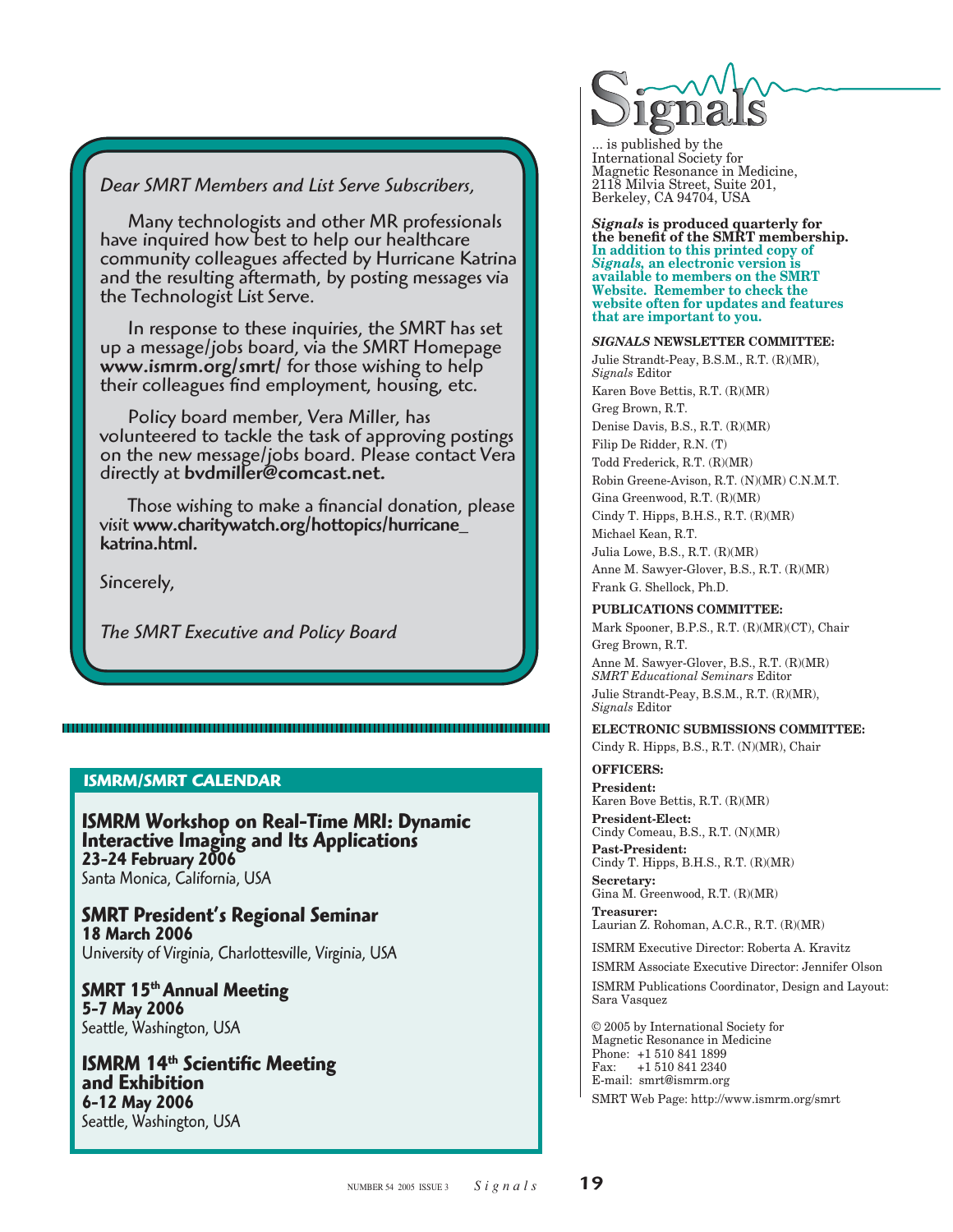*Dear SMRT Members and List Serve Subscribers,*

Many technologists and other MR professionals have inquired how best to help our healthcare community colleagues affected by Hurricane Katrina and the resulting aftermath, by posting messages via the Technologist List Serve.

In response to these inquiries, the SMRT has set up a message/jobs board, via the SMRT Homepage **www.ismrm.org/smrt/** for those wishing to help their colleagues find employment, housing, etc.

Policy board member, Vera Miller, has volunteered to tackle the task of approving postings on the new message/jobs board. Please contact Vera directly at **bvdmiller@comcast.net.**

Those wishing to make a financial donation, please visit **www.charitywatch.org/hottopics/hurricane_katrina.html.**

Sincerely,

*The SMRT Executive and Policy Board*

## ISMRM/SMRT CALENDAR

**ISMRM Workshop on Real-Time MRI: Dynamic Interactive Imaging and Its Applications**
**23-24 February 2006**
Santa Monica, California, USA

**SMRT President's Regional Seminar**
**18 March 2006**
University of Virginia, Charlottesville, Virginia, USA

**SMRT 15th Annual Meeting**
**5-7 May 2006**
Seattle, Washington, USA

**ISMRM 14th Scientific Meeting and Exhibition**
**6-12 May 2006**
Seattle, Washington, USA

# Signals

... is published by the International Society for Magnetic Resonance in Medicine, 2118 Milvia Street, Suite 201, Berkeley, CA 94704, USA

***Signals* is produced quarterly for the benefit of the SMRT membership. In addition to this printed copy of *Signals*, an electronic version is available to members on the SMRT Website. Remember to check the website often for updates and features that are important to you.**

**_SIGNALS_ NEWSLETTER COMMITTEE:**

Julie Strandt-Peay, B.S.M., R.T. (R)(MR), *Signals* Editor
Karen Bove Bettis, R.T. (R)(MR)
Greg Brown, R.T.
Denise Davis, B.S., R.T. (R)(MR)
Filip De Ridder, R.N. (T)
Todd Frederick, R.T. (R)(MR)
Robin Greene-Avison, R.T. (N)(MR) C.N.M.T.
Gina Greenwood, R.T. (R)(MR)
Cindy T. Hipps, B.H.S., R.T. (R)(MR)
Michael Kean, R.T.
Julia Lowe, B.S., R.T. (R)(MR)
Anne M. Sawyer-Glover, B.S., R.T. (R)(MR)
Frank G. Shellock, Ph.D.

**PUBLICATIONS COMMITTEE:**

Mark Spooner, B.P.S., R.T. (R)(MR)(CT), Chair
Greg Brown, R.T.
Anne M. Sawyer-Glover, B.S., R.T. (R)(MR) *SMRT Educational Seminars* Editor
Julie Strandt-Peay, B.S.M., R.T. (R)(MR), *Signals* Editor

**ELECTRONIC SUBMISSIONS COMMITTEE:**

Cindy R. Hipps, B.S., R.T. (N)(MR), Chair

**OFFICERS:**

**President:**
Karen Bove Bettis, R.T. (R)(MR)

**President-Elect:**
Cindy Comeau, B.S., R.T. (N)(MR)

**Past-President:**
Cindy T. Hipps, B.H.S., R.T. (R)(MR)

**Secretary:**
Gina M. Greenwood, R.T. (R)(MR)

**Treasurer:**
Laurian Z. Rohoman, A.C.R., R.T. (R)(MR)

ISMRM Executive Director: Roberta A. Kravitz

ISMRM Associate Executive Director: Jennifer Olson

ISMRM Publications Coordinator, Design and Layout: Sara Vasquez

© 2005 by International Society for Magnetic Resonance in Medicine
Phone: +1 510 841 1899
Fax: +1 510 841 2340
E-mail: smrt@ismrm.org

SMRT Web Page: http://www.ismrm.org/smrt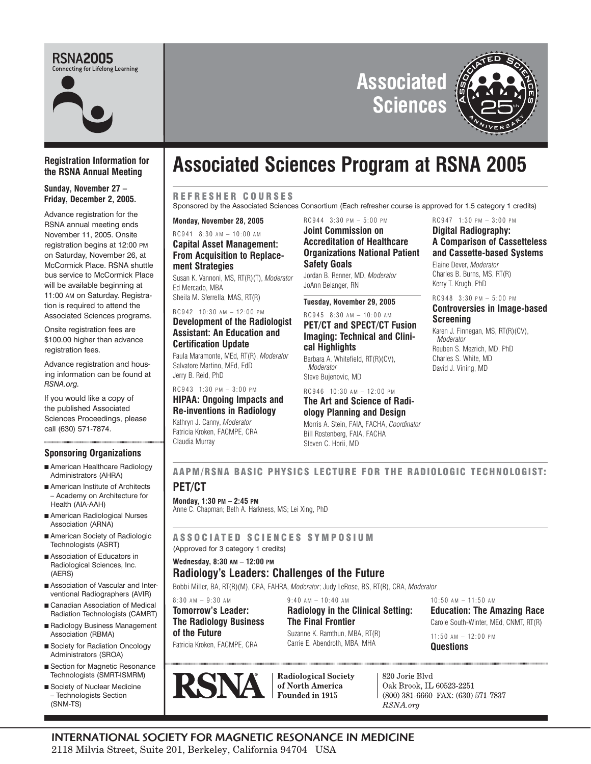RSNA2005

Connecting for Lifelong Learning

Associated Sciences

# Associated Sciences Program at RSNA 2005

## REFRESHER COURSES

Sponsored by the Associated Sciences Consortium (Each refresher course is approved for 1.5 category 1 credits)

**Monday, November 28, 2005**

RC941 8:30 AM – 10:00 AM

**Capital Asset Management: From Acquisition to Replacement Strategies**

Susan K. Vannoni, MS, RT(R)(T), *Moderator*
Ed Mercado, MBA
Sheila M. Sferrella, MAS, RT(R)

RC942 10:30 AM – 12:00 PM

**Development of the Radiologist Assistant: An Education and Certification Update**

Paula Maramonte, MEd, RT(R), *Moderator*
Salvatore Martino, MEd, EdD
Jerry B. Reid, PhD

RC943 1:30 PM – 3:00 PM

**HIPAA: Ongoing Impacts and Re-inventions in Radiology**

Kathryn J. Canny, *Moderator*
Patricia Kroken, FACMPE, CRA
Claudia Murray

RC944 3:30 PM – 5:00 PM

**Joint Commission on Accreditation of Healthcare Organizations National Patient Safety Goals**

Jordan B. Renner, MD, *Moderator*
JoAnn Belanger, RN

**Tuesday, November 29, 2005**

RC945 8:30 AM – 10:00 AM

**PET/CT and SPECT/CT Fusion Imaging: Technical and Clinical Highlights**

Barbara A. Whitefield, RT(R)(CV), *Moderator*
Steve Bujenovic, MD

RC946 10:30 AM – 12:00 PM

**The Art and Science of Radiology Planning and Design**

Morris A. Stein, FAIA, FACHA, *Coordinator*
Bill Rostenberg, FAIA, FACHA
Steven C. Horii, MD

RC947 1:30 PM – 3:00 PM

**Digital Radiography: A Comparison of Cassetteless and Cassette-based Systems**

Elaine Dever, *Moderator*
Charles B. Burns, MS, RT(R)
Kerry T. Krugh, PhD

RC948 3:30 PM – 5:00 PM

**Controversies in Image-based Screening**

Karen J. Finnegan, MS, RT(R)(CV), *Moderator*
Reuben S. Mezrich, MD, PhD
Charles S. White, MD
David J. Vining, MD

## AAPM/RSNA BASIC PHYSICS LECTURE FOR THE RADIOLOGIC TECHNOLOGIST:

### PET/CT

**Monday, 1:30 PM – 2:45 PM**
Anne C. Chapman; Beth A. Harkness, MS; Lei Xing, PhD

## ASSOCIATED SCIENCES SYMPOSIUM

(Approved for 3 category 1 credits)

**Wednesday, 8:30 AM – 12:00 PM**

### Radiology's Leaders: Challenges of the Future

Bobbi Miller, BA, RT(R)(M), CRA, FAHRA, *Moderator*; Judy LeRose, BS, RT(R), CRA, *Moderator*

8:30 AM – 9:30 AM

**Tomorrow's Leader: The Radiology Business of the Future**

Patricia Kroken, FACMPE, CRA

9:40 AM – 10:40 AM

**Radiology in the Clinical Setting: The Final Frontier**

Suzanne K. Ramthun, MBA, RT(R)
Carrie E. Abendroth, MBA, MHA

10:50 AM – 11:50 AM

**Education: The Amazing Race**

Carole South-Winter, MEd, CNMT, RT(R)

11:50 AM – 12:00 PM

**Questions**

### Registration Information for the RSNA Annual Meeting

**Sunday, November 27 – Friday, December 2, 2005.**

Advance registration for the RSNA annual meeting ends November 11, 2005. Onsite registration begins at 12:00 PM on Saturday, November 26, at McCormick Place. RSNA shuttle bus service to McCormick Place will be available beginning at 11:00 AM on Saturday. Registration is required to attend the Associated Sciences programs.

Onsite registration fees are $100.00 higher than advance registration fees.

Advance registration and housing information can be found at *RSNA.org*.

If you would like a copy of the published Associated Sciences Proceedings, please call (630) 571-7874.

### Sponsoring Organizations

- American Healthcare Radiology Administrators (AHRA)
- American Institute of Architects – Academy on Architecture for Health (AIA-AAH)
- American Radiological Nurses Association (ARNA)
- American Society of Radiologic Technologists (ASRT)
- Association of Educators in Radiological Sciences, Inc. (AERS)
- Association of Vascular and Interventional Radiographers (AVIR)
- Canadian Association of Medical Radiation Technologists (CAMRT)
- Radiology Business Management Association (RBMA)
- Society for Radiation Oncology Administrators (SROA)
- Section for Magnetic Resonance Technologists (SMRT-ISMRM)
- Society of Nuclear Medicine – Technologists Section (SNM-TS)

RSNA® Radiological Society of North America Founded in 1915

820 Jorie Blvd
Oak Brook, IL 60523-2251
(800) 381-6660 FAX: (630) 571-7837
*RSNA.org*

INTERNATIONAL SOCIETY FOR MAGNETIC RESONANCE IN MEDICINE
2118 Milvia Street, Suite 201, Berkeley, California 94704 USA